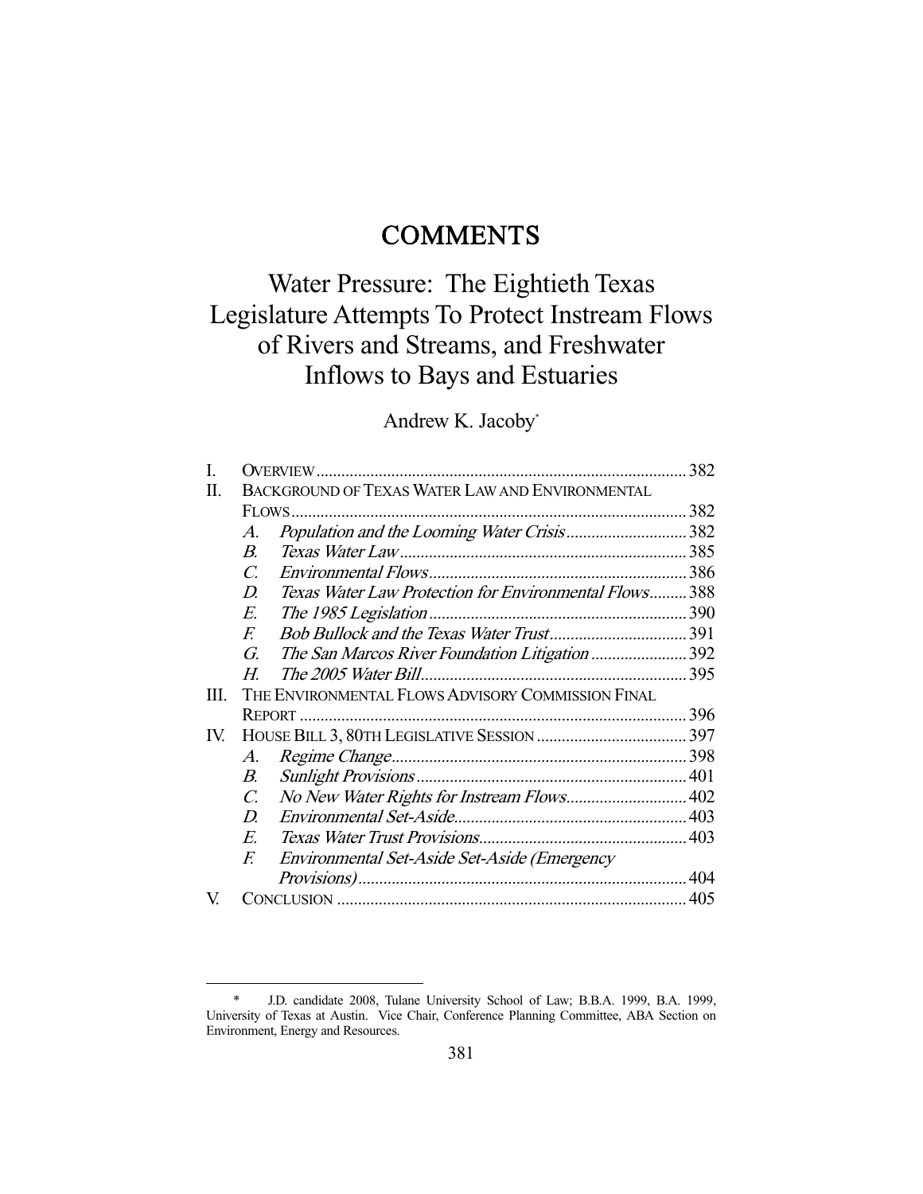# COMMENTS

# Water Pressure: The Eightieth Texas Legislature Attempts To Protect Instream Flows of Rivers and Streams, and Freshwater Inflows to Bays and Estuaries

Andrew K. Jacoby*

| | | |
|---|---|---|
| I. | OVERVIEW | 382 |
| II. | BACKGROUND OF TEXAS WATER LAW AND ENVIRONMENTAL FLOWS | 382 |
| | *A. Population and the Looming Water Crisis* | 382 |
| | *B. Texas Water Law* | 385 |
| | *C. Environmental Flows* | 386 |
| | *D. Texas Water Law Protection for Environmental Flows* | 388 |
| | *E. The 1985 Legislation* | 390 |
| | *F. Bob Bullock and the Texas Water Trust* | 391 |
| | *G. The San Marcos River Foundation Litigation* | 392 |
| | *H. The 2005 Water Bill* | 395 |
| III. | THE ENVIRONMENTAL FLOWS ADVISORY COMMISSION FINAL REPORT | 396 |
| IV. | HOUSE BILL 3, 80TH LEGISLATIVE SESSION | 397 |
| | *A. Regime Change* | 398 |
| | *B. Sunlight Provisions* | 401 |
| | *C. No New Water Rights for Instream Flows* | 402 |
| | *D. Environmental Set-Aside* | 403 |
| | *E. Texas Water Trust Provisions* | 403 |
| | *F. Environmental Set-Aside Set-Aside (Emergency Provisions)* | 404 |
| V. | CONCLUSION | 405 |

\* J.D. candidate 2008, Tulane University School of Law; B.B.A. 1999, B.A. 1999, University of Texas at Austin. Vice Chair, Conference Planning Committee, ABA Section on Environment, Energy and Resources.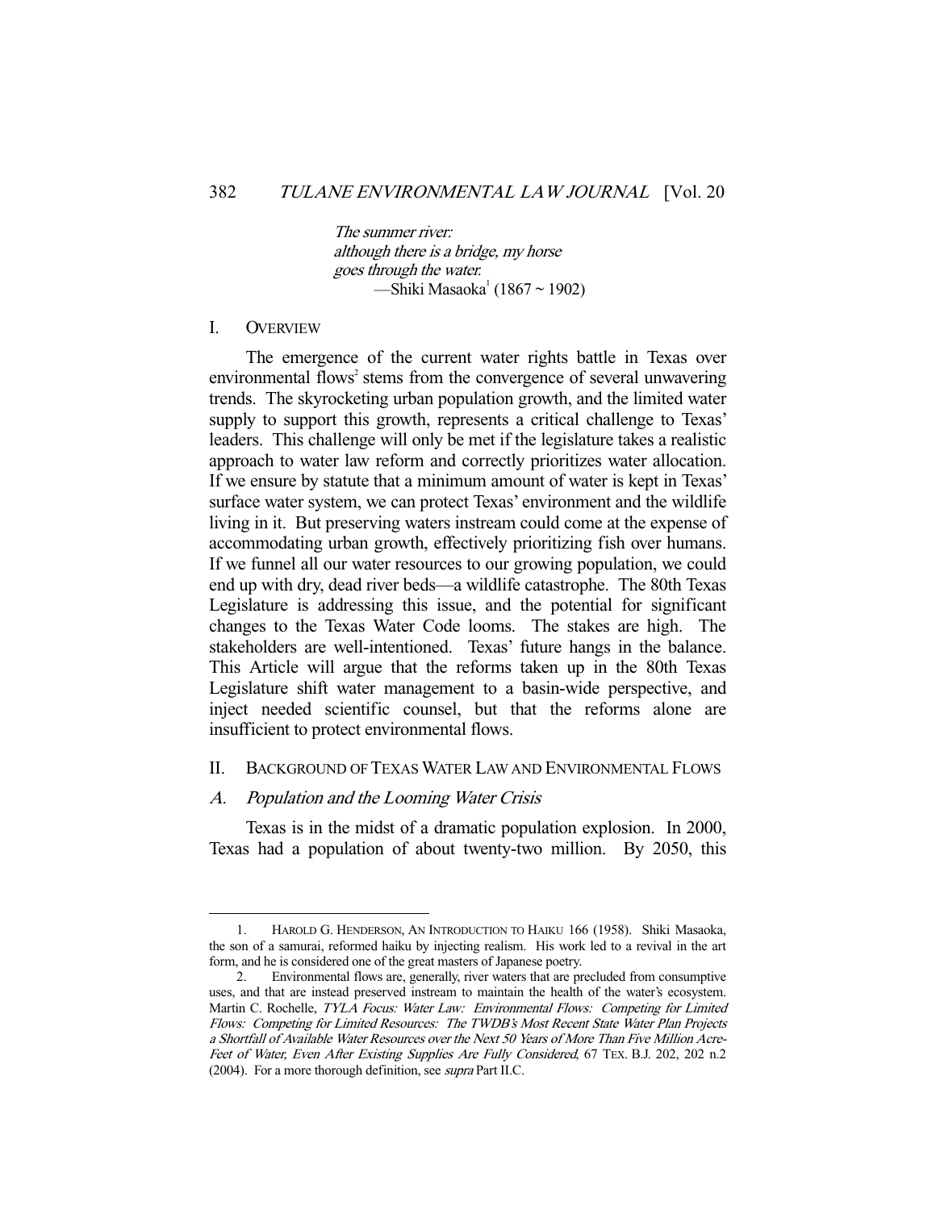*The summer river:*
*although there is a bridge, my horse*
*goes through the water.*
—Shiki Masaoka[1] (1867 ~ 1902)

## I. OVERVIEW

The emergence of the current water rights battle in Texas over environmental flows[2] stems from the convergence of several unwavering trends. The skyrocketing urban population growth, and the limited water supply to support this growth, represents a critical challenge to Texas' leaders. This challenge will only be met if the legislature takes a realistic approach to water law reform and correctly prioritizes water allocation. If we ensure by statute that a minimum amount of water is kept in Texas' surface water system, we can protect Texas' environment and the wildlife living in it. But preserving waters instream could come at the expense of accommodating urban growth, effectively prioritizing fish over humans. If we funnel all our water resources to our growing population, we could end up with dry, dead river beds—a wildlife catastrophe. The 80th Texas Legislature is addressing this issue, and the potential for significant changes to the Texas Water Code looms. The stakes are high. The stakeholders are well-intentioned. Texas' future hangs in the balance. This Article will argue that the reforms taken up in the 80th Texas Legislature shift water management to a basin-wide perspective, and inject needed scientific counsel, but that the reforms alone are insufficient to protect environmental flows.

## II. BACKGROUND OF TEXAS WATER LAW AND ENVIRONMENTAL FLOWS

### A. *Population and the Looming Water Crisis*

Texas is in the midst of a dramatic population explosion. In 2000, Texas had a population of about twenty-two million. By 2050, this

---

1. HAROLD G. HENDERSON, AN INTRODUCTION TO HAIKU 166 (1958). Shiki Masaoka, the son of a samurai, reformed haiku by injecting realism. His work led to a revival in the art form, and he is considered one of the great masters of Japanese poetry.

2. Environmental flows are, generally, river waters that are precluded from consumptive uses, and that are instead preserved instream to maintain the health of the water's ecosystem. Martin C. Rochelle, *TYLA Focus: Water Law: Environmental Flows: Competing for Limited Flows: Competing for Limited Resources: The TWDB's Most Recent State Water Plan Projects a Shortfall of Available Water Resources over the Next 50 Years of More Than Five Million Acre-Feet of Water, Even After Existing Supplies Are Fully Considered*, 67 TEX. B.J. 202, 202 n.2 (2004). For a more thorough definition, see *supra* Part II.C.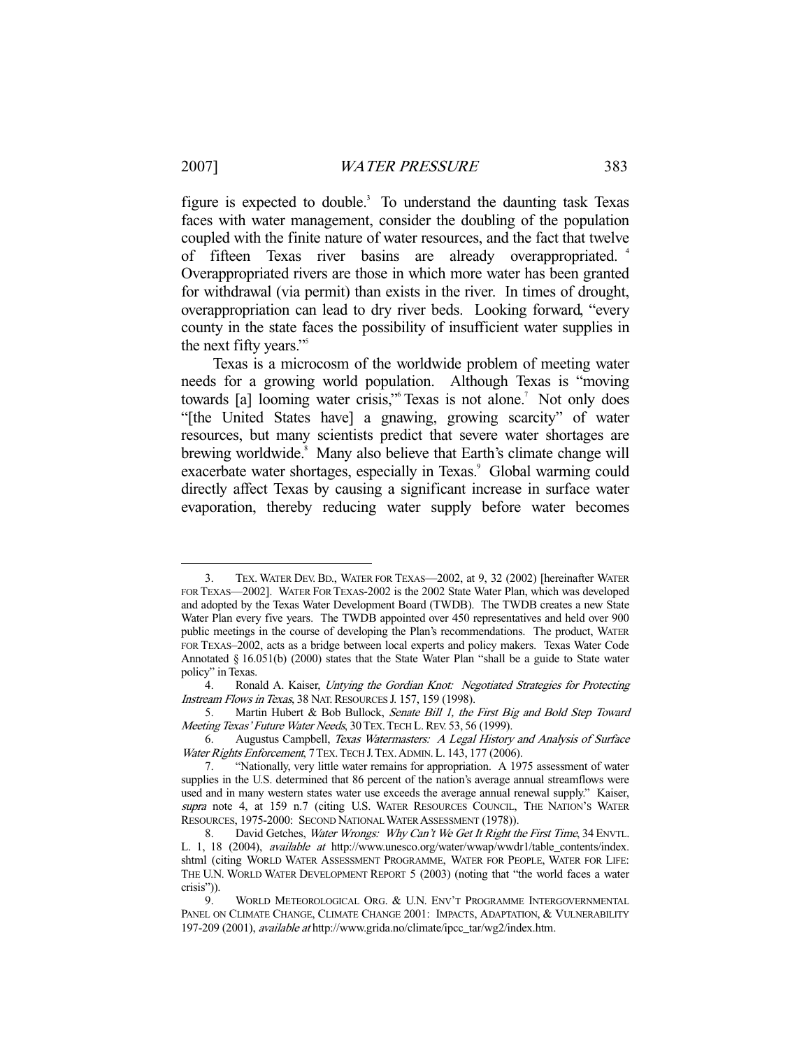figure is expected to double.[3] To understand the daunting task Texas faces with water management, consider the doubling of the population coupled with the finite nature of water resources, and the fact that twelve of fifteen Texas river basins are already overappropriated.[4] Overappropriated rivers are those in which more water has been granted for withdrawal (via permit) than exists in the river. In times of drought, overappropriation can lead to dry river beds. Looking forward, "every county in the state faces the possibility of insufficient water supplies in the next fifty years."[5]

Texas is a microcosm of the worldwide problem of meeting water needs for a growing world population. Although Texas is "moving towards [a] looming water crisis,"[6] Texas is not alone.[7] Not only does "[the United States have] a gnawing, growing scarcity" of water resources, but many scientists predict that severe water shortages are brewing worldwide.[8] Many also believe that Earth's climate change will exacerbate water shortages, especially in Texas.[9] Global warming could directly affect Texas by causing a significant increase in surface water evaporation, thereby reducing water supply before water becomes

---

3. TEX. WATER DEV. BD., WATER FOR TEXAS—2002, at 9, 32 (2002) [hereinafter WATER FOR TEXAS—2002]. WATER FOR TEXAS-2002 is the 2002 State Water Plan, which was developed and adopted by the Texas Water Development Board (TWDB). The TWDB creates a new State Water Plan every five years. The TWDB appointed over 450 representatives and held over 900 public meetings in the course of developing the Plan's recommendations. The product, WATER FOR TEXAS–2002, acts as a bridge between local experts and policy makers. Texas Water Code Annotated § 16.051(b) (2000) states that the State Water Plan "shall be a guide to State water policy" in Texas.

4. Ronald A. Kaiser, *Untying the Gordian Knot: Negotiated Strategies for Protecting Instream Flows in Texas*, 38 NAT. RESOURCES J. 157, 159 (1998).

5. Martin Hubert & Bob Bullock, *Senate Bill 1, the First Big and Bold Step Toward Meeting Texas' Future Water Needs*, 30 TEX. TECH L. REV. 53, 56 (1999).

6. Augustus Campbell, *Texas Watermasters: A Legal History and Analysis of Surface Water Rights Enforcement*, 7 TEX. TECH J. TEX. ADMIN. L. 143, 177 (2006).

7. "Nationally, very little water remains for appropriation. A 1975 assessment of water supplies in the U.S. determined that 86 percent of the nation's average annual streamflows were used and in many western states water use exceeds the average annual renewal supply." Kaiser, *supra* note 4, at 159 n.7 (citing U.S. WATER RESOURCES COUNCIL, THE NATION'S WATER RESOURCES, 1975-2000: SECOND NATIONAL WATER ASSESSMENT (1978)).

8. David Getches, *Water Wrongs: Why Can't We Get It Right the First Time*, 34 ENVTL. L. 1, 18 (2004), *available at* http://www.unesco.org/water/wwap/wwdr1/table_contents/index.shtml (citing WORLD WATER ASSESSMENT PROGRAMME, WATER FOR PEOPLE, WATER FOR LIFE: THE U.N. WORLD WATER DEVELOPMENT REPORT 5 (2003) (noting that "the world faces a water crisis")).

9. WORLD METEOROLOGICAL ORG. & U.N. ENV'T PROGRAMME INTERGOVERNMENTAL PANEL ON CLIMATE CHANGE, CLIMATE CHANGE 2001: IMPACTS, ADAPTATION, & VULNERABILITY 197-209 (2001), *available at* http://www.grida.no/climate/ipcc_tar/wg2/index.htm.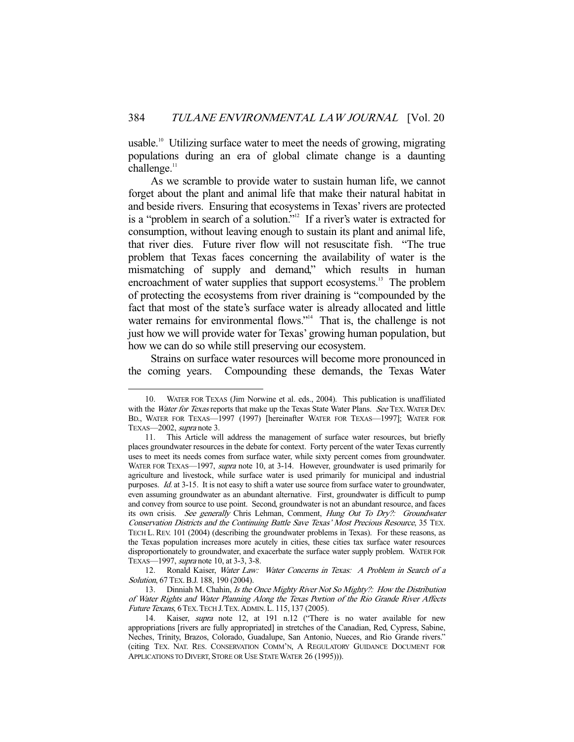usable.[10] Utilizing surface water to meet the needs of growing, migrating populations during an era of global climate change is a daunting challenge.[11]

As we scramble to provide water to sustain human life, we cannot forget about the plant and animal life that make their natural habitat in and beside rivers. Ensuring that ecosystems in Texas' rivers are protected is a "problem in search of a solution."[12] If a river's water is extracted for consumption, without leaving enough to sustain its plant and animal life, that river dies. Future river flow will not resuscitate fish. "The true problem that Texas faces concerning the availability of water is the mismatching of supply and demand," which results in human encroachment of water supplies that support ecosystems.[13] The problem of protecting the ecosystems from river draining is "compounded by the fact that most of the state's surface water is already allocated and little water remains for environmental flows."[14] That is, the challenge is not just how we will provide water for Texas' growing human population, but how we can do so while still preserving our ecosystem.

Strains on surface water resources will become more pronounced in the coming years. Compounding these demands, the Texas Water

---

10. WATER FOR TEXAS (Jim Norwine et al. eds., 2004). This publication is unaffiliated with the *Water for Texas* reports that make up the Texas State Water Plans. *See* TEX. WATER DEV. BD., WATER FOR TEXAS—1997 (1997) [hereinafter WATER FOR TEXAS—1997]; WATER FOR TEXAS—2002, *supra* note 3.

11. This Article will address the management of surface water resources, but briefly places groundwater resources in the debate for context. Forty percent of the water Texas currently uses to meet its needs comes from surface water, while sixty percent comes from groundwater. WATER FOR TEXAS—1997, *supra* note 10, at 3-14. However, groundwater is used primarily for agriculture and livestock, while surface water is used primarily for municipal and industrial purposes. *Id.* at 3-15. It is not easy to shift a water use source from surface water to groundwater, even assuming groundwater as an abundant alternative. First, groundwater is difficult to pump and convey from source to use point. Second, groundwater is not an abundant resource, and faces its own crisis. *See generally* Chris Lehman, Comment, *Hung Out To Dry?: Groundwater Conservation Districts and the Continuing Battle Save Texas' Most Precious Resource*, 35 TEX. TECH L. REV. 101 (2004) (describing the groundwater problems in Texas). For these reasons, as the Texas population increases more acutely in cities, these cities tax surface water resources disproportionately to groundwater, and exacerbate the surface water supply problem. WATER FOR TEXAS—1997, *supra* note 10, at 3-3, 3-8.

12. Ronald Kaiser, *Water Law: Water Concerns in Texas: A Problem in Search of a Solution*, 67 TEX. B.J. 188, 190 (2004).

13. Dinniah M. Chahin, *Is the Once Mighty River Not So Mighty?: How the Distribution of Water Rights and Water Planning Along the Texas Portion of the Rio Grande River Affects Future Texans*, 6 TEX. TECH J. TEX. ADMIN. L. 115, 137 (2005).

14. Kaiser, *supra* note 12, at 191 n.12 ("There is no water available for new appropriations [rivers are fully appropriated] in stretches of the Canadian, Red, Cypress, Sabine, Neches, Trinity, Brazos, Colorado, Guadalupe, San Antonio, Nueces, and Rio Grande rivers." (citing TEX. NAT. RES. CONSERVATION COMM'N, A REGULATORY GUIDANCE DOCUMENT FOR APPLICATIONS TO DIVERT, STORE OR USE STATE WATER 26 (1995))).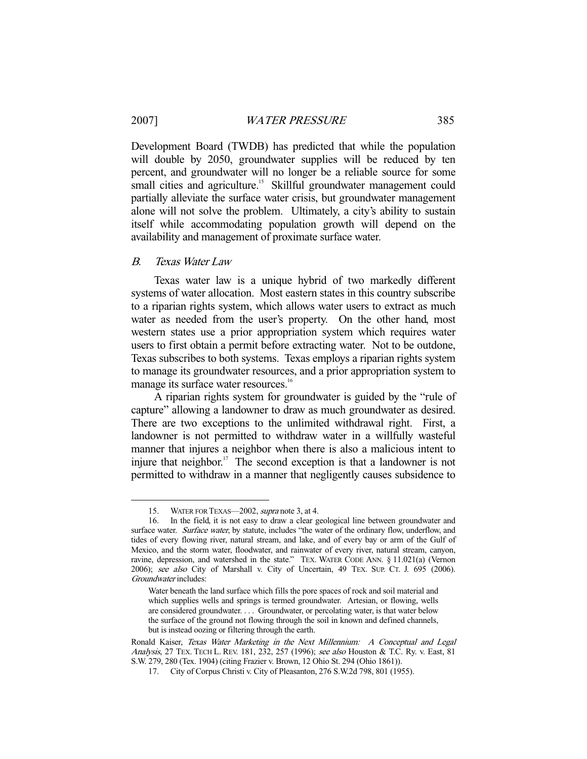Development Board (TWDB) has predicted that while the population will double by 2050, groundwater supplies will be reduced by ten percent, and groundwater will no longer be a reliable source for some small cities and agriculture.[15] Skillful groundwater management could partially alleviate the surface water crisis, but groundwater management alone will not solve the problem. Ultimately, a city's ability to sustain itself while accommodating population growth will depend on the availability and management of proximate surface water.

### *B. Texas Water Law*

Texas water law is a unique hybrid of two markedly different systems of water allocation. Most eastern states in this country subscribe to a riparian rights system, which allows water users to extract as much water as needed from the user's property. On the other hand, most western states use a prior appropriation system which requires water users to first obtain a permit before extracting water. Not to be outdone, Texas subscribes to both systems. Texas employs a riparian rights system to manage its groundwater resources, and a prior appropriation system to manage its surface water resources.[16]

A riparian rights system for groundwater is guided by the "rule of capture" allowing a landowner to draw as much groundwater as desired. There are two exceptions to the unlimited withdrawal right. First, a landowner is not permitted to withdraw water in a willfully wasteful manner that injures a neighbor when there is also a malicious intent to injure that neighbor.[17] The second exception is that a landowner is not permitted to withdraw in a manner that negligently causes subsidence to

---

15. WATER FOR TEXAS—2002, *supra* note 3, at 4.

16. In the field, it is not easy to draw a clear geological line between groundwater and surface water. *Surface water*, by statute, includes "the water of the ordinary flow, underflow, and tides of every flowing river, natural stream, and lake, and of every bay or arm of the Gulf of Mexico, and the storm water, floodwater, and rainwater of every river, natural stream, canyon, ravine, depression, and watershed in the state." TEX. WATER CODE ANN. § 11.021(a) (Vernon 2006); *see also* City of Marshall v. City of Uncertain, 49 TEX. SUP. CT. J. 695 (2006). *Groundwater* includes:

> Water beneath the land surface which fills the pore spaces of rock and soil material and which supplies wells and springs is termed groundwater. Artesian, or flowing, wells are considered groundwater. . . . Groundwater, or percolating water, is that water below the surface of the ground not flowing through the soil in known and defined channels, but is instead oozing or filtering through the earth.

Ronald Kaiser, *Texas Water Marketing in the Next Millennium: A Conceptual and Legal Analysis*, 27 TEX. TECH L. REV. 181, 232, 257 (1996); *see also* Houston & T.C. Ry. v. East, 81 S.W. 279, 280 (Tex. 1904) (citing Frazier v. Brown, 12 Ohio St. 294 (Ohio 1861)).

17. City of Corpus Christi v. City of Pleasanton, 276 S.W.2d 798, 801 (1955).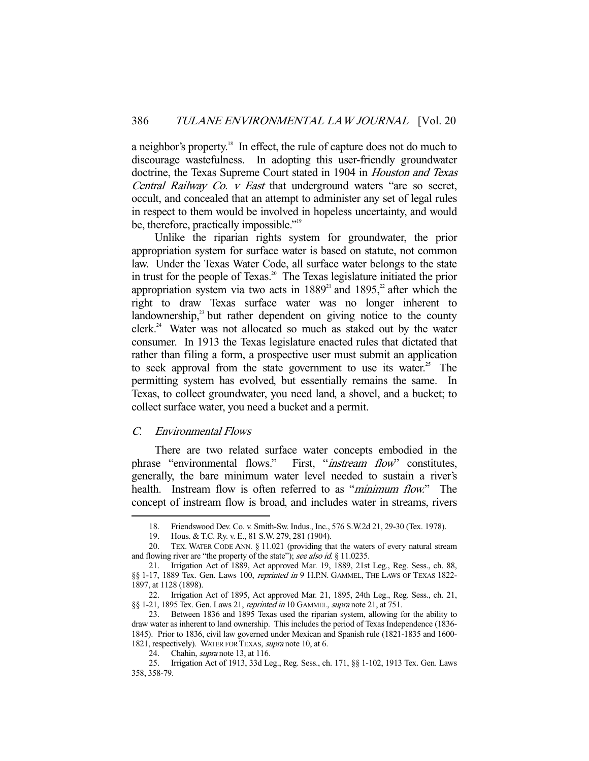a neighbor's property.[18] In effect, the rule of capture does not do much to discourage wastefulness. In adopting this user-friendly groundwater doctrine, the Texas Supreme Court stated in 1904 in *Houston and Texas Central Railway Co. v East* that underground waters "are so secret, occult, and concealed that an attempt to administer any set of legal rules in respect to them would be involved in hopeless uncertainty, and would be, therefore, practically impossible."[19]

Unlike the riparian rights system for groundwater, the prior appropriation system for surface water is based on statute, not common law. Under the Texas Water Code, all surface water belongs to the state in trust for the people of Texas.[20] The Texas legislature initiated the prior appropriation system via two acts in 1889[21] and 1895,[22] after which the right to draw Texas surface water was no longer inherent to landownership,[23] but rather dependent on giving notice to the county clerk.[24] Water was not allocated so much as staked out by the water consumer. In 1913 the Texas legislature enacted rules that dictated that rather than filing a form, a prospective user must submit an application to seek approval from the state government to use its water.[25] The permitting system has evolved, but essentially remains the same. In Texas, to collect groundwater, you need land, a shovel, and a bucket; to collect surface water, you need a bucket and a permit.

### *C. Environmental Flows*

There are two related surface water concepts embodied in the phrase "environmental flows." First, "*instream flow*" constitutes, generally, the bare minimum water level needed to sustain a river's health. Instream flow is often referred to as "*minimum flow.*" The concept of instream flow is broad, and includes water in streams, rivers

---

18. Friendswood Dev. Co. v. Smith-Sw. Indus., Inc., 576 S.W.2d 21, 29-30 (Tex. 1978).

19. Hous. & T.C. Ry. v. E., 81 S.W. 279, 281 (1904).

20. TEX. WATER CODE ANN. § 11.021 (providing that the waters of every natural stream and flowing river are "the property of the state"); *see also id.* § 11.0235.

21. Irrigation Act of 1889, Act approved Mar. 19, 1889, 21st Leg., Reg. Sess., ch. 88, §§ 1-17, 1889 Tex. Gen. Laws 100, *reprinted in* 9 H.P.N. GAMMEL, THE LAWS OF TEXAS 1822-1897, at 1128 (1898).

22. Irrigation Act of 1895, Act approved Mar. 21, 1895, 24th Leg., Reg. Sess., ch. 21, §§ 1-21, 1895 Tex. Gen. Laws 21, *reprinted in* 10 GAMMEL, *supra* note 21, at 751.

23. Between 1836 and 1895 Texas used the riparian system, allowing for the ability to draw water as inherent to land ownership. This includes the period of Texas Independence (1836-1845). Prior to 1836, civil law governed under Mexican and Spanish rule (1821-1835 and 1600-1821, respectively). WATER FOR TEXAS, *supra* note 10, at 6.

24. Chahin, *supra* note 13, at 116.

25. Irrigation Act of 1913, 33d Leg., Reg. Sess., ch. 171, §§ 1-102, 1913 Tex. Gen. Laws 358, 358-79.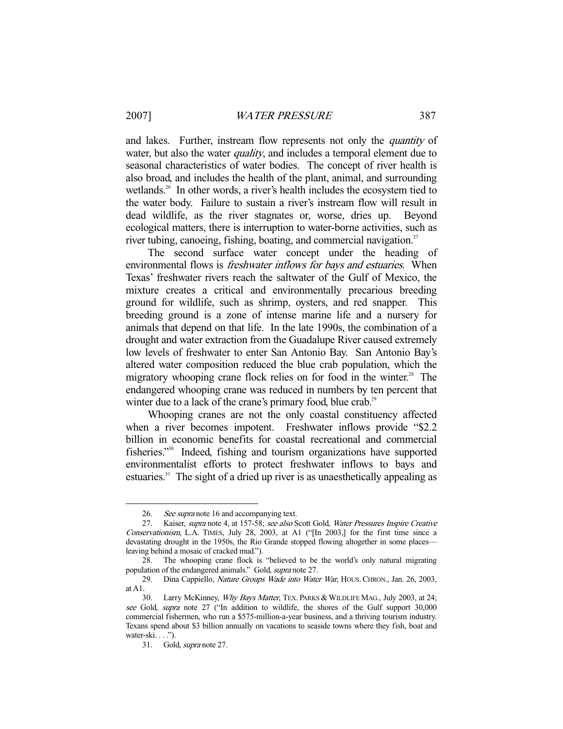and lakes. Further, instream flow represents not only the *quantity* of water, but also the water *quality*, and includes a temporal element due to seasonal characteristics of water bodies. The concept of river health is also broad, and includes the health of the plant, animal, and surrounding wetlands.[26] In other words, a river's health includes the ecosystem tied to the water body. Failure to sustain a river's instream flow will result in dead wildlife, as the river stagnates or, worse, dries up. Beyond ecological matters, there is interruption to water-borne activities, such as river tubing, canoeing, fishing, boating, and commercial navigation.[27]

The second surface water concept under the heading of environmental flows is *freshwater inflows for bays and estuaries*. When Texas' freshwater rivers reach the saltwater of the Gulf of Mexico, the mixture creates a critical and environmentally precarious breeding ground for wildlife, such as shrimp, oysters, and red snapper. This breeding ground is a zone of intense marine life and a nursery for animals that depend on that life. In the late 1990s, the combination of a drought and water extraction from the Guadalupe River caused extremely low levels of freshwater to enter San Antonio Bay. San Antonio Bay's altered water composition reduced the blue crab population, which the migratory whooping crane flock relies on for food in the winter.[28] The endangered whooping crane was reduced in numbers by ten percent that winter due to a lack of the crane's primary food, blue crab.[29]

Whooping cranes are not the only coastal constituency affected when a river becomes impotent. Freshwater inflows provide "$2.2 billion in economic benefits for coastal recreational and commercial fisheries."[30] Indeed, fishing and tourism organizations have supported environmentalist efforts to protect freshwater inflows to bays and estuaries.[31] The sight of a dried up river is as unaesthetically appealing as

---

26. *See supra* note 16 and accompanying text.

27. Kaiser, *supra* note 4, at 157-58; *see also* Scott Gold, *Water Pressures Inspire Creative Conservationism*, L.A. TIMES, July 28, 2003, at A1 ("[In 2003,] for the first time since a devastating drought in the 1950s, the Rio Grande stopped flowing altogether in some places—leaving behind a mosaic of cracked mud.").

28. The whooping crane flock is "believed to be the world's only natural migrating population of the endangered animals." Gold, *supra* note 27.

29. Dina Cappiello, *Nature Groups Wade into Water War*, HOUS. CHRON., Jan. 26, 2003, at A1.

30. Larry McKinney, *Why Bays Matter*, TEX. PARKS & WILDLIFE MAG., July 2003, at 24; *see* Gold, *supra* note 27 ("In addition to wildlife, the shores of the Gulf support 30,000 commercial fishermen, who run a $575-million-a-year business, and a thriving tourism industry. Texans spend about $3 billion annually on vacations to seaside towns where they fish, boat and water-ski. . . .").

31. Gold, *supra* note 27.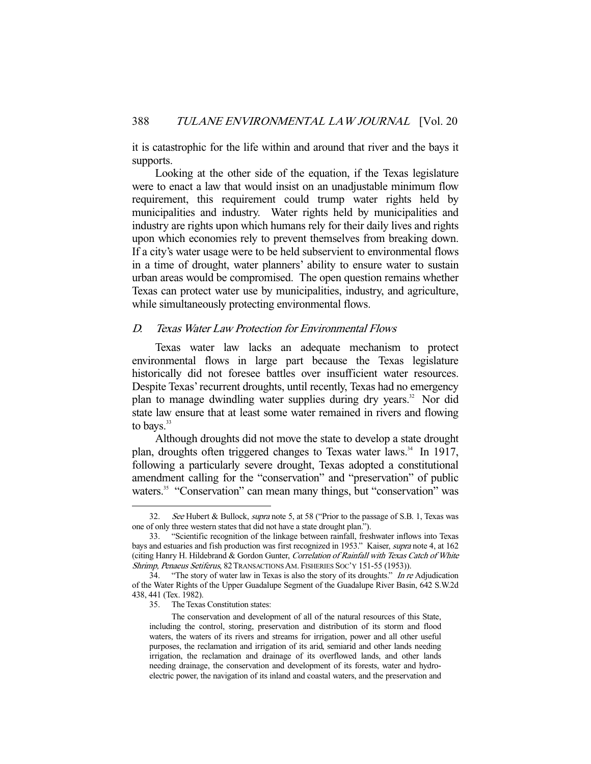it is catastrophic for the life within and around that river and the bays it supports.

Looking at the other side of the equation, if the Texas legislature were to enact a law that would insist on an unadjustable minimum flow requirement, this requirement could trump water rights held by municipalities and industry. Water rights held by municipalities and industry are rights upon which humans rely for their daily lives and rights upon which economies rely to prevent themselves from breaking down. If a city's water usage were to be held subservient to environmental flows in a time of drought, water planners' ability to ensure water to sustain urban areas would be compromised. The open question remains whether Texas can protect water use by municipalities, industry, and agriculture, while simultaneously protecting environmental flows.

### *D. Texas Water Law Protection for Environmental Flows*

Texas water law lacks an adequate mechanism to protect environmental flows in large part because the Texas legislature historically did not foresee battles over insufficient water resources. Despite Texas' recurrent droughts, until recently, Texas had no emergency plan to manage dwindling water supplies during dry years.[32] Nor did state law ensure that at least some water remained in rivers and flowing to bays.[33]

Although droughts did not move the state to develop a state drought plan, droughts often triggered changes to Texas water laws.[34] In 1917, following a particularly severe drought, Texas adopted a constitutional amendment calling for the "conservation" and "preservation" of public waters.[35] "Conservation" can mean many things, but "conservation" was

---

32. *See* Hubert & Bullock, *supra* note 5, at 58 ("Prior to the passage of S.B. 1, Texas was one of only three western states that did not have a state drought plan.").

33. "Scientific recognition of the linkage between rainfall, freshwater inflows into Texas bays and estuaries and fish production was first recognized in 1953." Kaiser, *supra* note 4, at 162 (citing Hanry H. Hildebrand & Gordon Gunter, *Correlation of Rainfall with Texas Catch of White Shrimp, Penaeus Setiferus*, 82 TRANSACTIONS AM. FISHERIES SOC'Y 151-55 (1953)).

34. "The story of water law in Texas is also the story of its droughts." *In re* Adjudication of the Water Rights of the Upper Guadalupe Segment of the Guadalupe River Basin, 642 S.W.2d 438, 441 (Tex. 1982).

35. The Texas Constitution states:

> The conservation and development of all of the natural resources of this State, including the control, storing, preservation and distribution of its storm and flood waters, the waters of its rivers and streams for irrigation, power and all other useful purposes, the reclamation and irrigation of its arid, semiarid and other lands needing irrigation, the reclamation and drainage of its overflowed lands, and other lands needing drainage, the conservation and development of its forests, water and hydro-electric power, the navigation of its inland and coastal waters, and the preservation and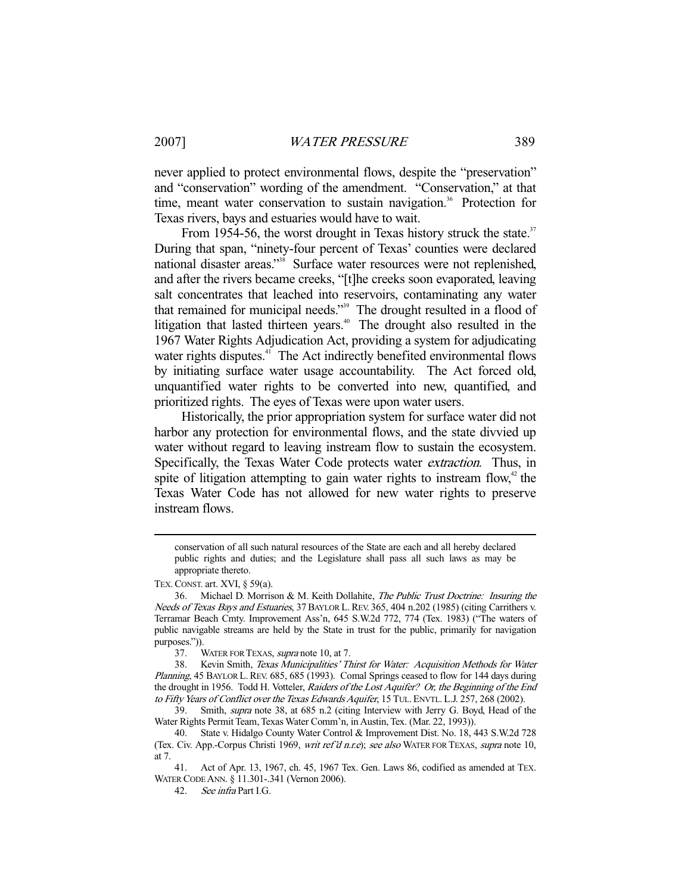never applied to protect environmental flows, despite the "preservation" and "conservation" wording of the amendment. "Conservation," at that time, meant water conservation to sustain navigation.[36] Protection for Texas rivers, bays and estuaries would have to wait.

From 1954-56, the worst drought in Texas history struck the state.[37] During that span, "ninety-four percent of Texas' counties were declared national disaster areas."[38] Surface water resources were not replenished, and after the rivers became creeks, "[t]he creeks soon evaporated, leaving salt concentrates that leached into reservoirs, contaminating any water that remained for municipal needs."[39] The drought resulted in a flood of litigation that lasted thirteen years.[40] The drought also resulted in the 1967 Water Rights Adjudication Act, providing a system for adjudicating water rights disputes.[41] The Act indirectly benefited environmental flows by initiating surface water usage accountability. The Act forced old, unquantified water rights to be converted into new, quantified, and prioritized rights. The eyes of Texas were upon water users.

Historically, the prior appropriation system for surface water did not harbor any protection for environmental flows, and the state divvied up water without regard to leaving instream flow to sustain the ecosystem. Specifically, the Texas Water Code protects water *extraction*. Thus, in spite of litigation attempting to gain water rights to instream flow,[42] the Texas Water Code has not allowed for new water rights to preserve instream flows.

---

> conservation of all such natural resources of the State are each and all hereby declared public rights and duties; and the Legislature shall pass all such laws as may be appropriate thereto.

TEX. CONST. art. XVI, § 59(a).

36. Michael D. Morrison & M. Keith Dollahite, *The Public Trust Doctrine: Insuring the Needs of Texas Bays and Estuaries*, 37 BAYLOR L. REV. 365, 404 n.202 (1985) (citing Carrithers v. Terramar Beach Cmty. Improvement Ass'n, 645 S.W.2d 772, 774 (Tex. 1983) ("The waters of public navigable streams are held by the State in trust for the public, primarily for navigation purposes.")).

37. WATER FOR TEXAS, *supra* note 10, at 7.

38. Kevin Smith, *Texas Municipalities' Thirst for Water: Acquisition Methods for Water Planning*, 45 BAYLOR L. REV. 685, 685 (1993). Comal Springs ceased to flow for 144 days during the drought in 1956. Todd H. Votteler, *Raiders of the Lost Aquifer? Or, the Beginning of the End to Fifty Years of Conflict over the Texas Edwards Aquifer*, 15 TUL. ENVTL. L.J. 257, 268 (2002).

39. Smith, *supra* note 38, at 685 n.2 (citing Interview with Jerry G. Boyd, Head of the Water Rights Permit Team, Texas Water Comm'n, in Austin, Tex. (Mar. 22, 1993)).

40. State v. Hidalgo County Water Control & Improvement Dist. No. 18, 443 S.W.2d 728 (Tex. Civ. App.-Corpus Christi 1969, *writ ref'd n.r.e*); *see also* WATER FOR TEXAS, *supra* note 10, at 7.

41. Act of Apr. 13, 1967, ch. 45, 1967 Tex. Gen. Laws 86, codified as amended at TEX. WATER CODE ANN. § 11.301-.341 (Vernon 2006).

42. *See infra* Part I.G.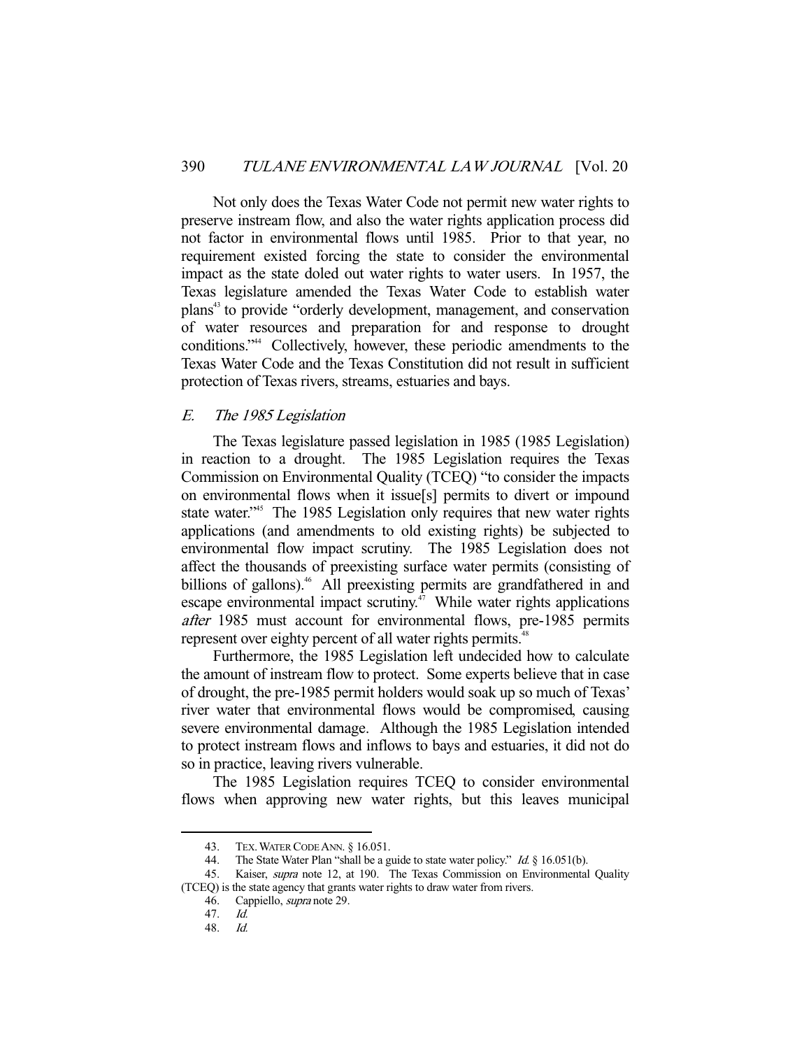Not only does the Texas Water Code not permit new water rights to preserve instream flow, and also the water rights application process did not factor in environmental flows until 1985. Prior to that year, no requirement existed forcing the state to consider the environmental impact as the state doled out water rights to water users. In 1957, the Texas legislature amended the Texas Water Code to establish water plans[43] to provide "orderly development, management, and conservation of water resources and preparation for and response to drought conditions."[44] Collectively, however, these periodic amendments to the Texas Water Code and the Texas Constitution did not result in sufficient protection of Texas rivers, streams, estuaries and bays.

### *E. The 1985 Legislation*

The Texas legislature passed legislation in 1985 (1985 Legislation) in reaction to a drought. The 1985 Legislation requires the Texas Commission on Environmental Quality (TCEQ) "to consider the impacts on environmental flows when it issue[s] permits to divert or impound state water."[45] The 1985 Legislation only requires that new water rights applications (and amendments to old existing rights) be subjected to environmental flow impact scrutiny. The 1985 Legislation does not affect the thousands of preexisting surface water permits (consisting of billions of gallons).[46] All preexisting permits are grandfathered in and escape environmental impact scrutiny.[47] While water rights applications *after* 1985 must account for environmental flows, pre-1985 permits represent over eighty percent of all water rights permits.[48]

Furthermore, the 1985 Legislation left undecided how to calculate the amount of instream flow to protect. Some experts believe that in case of drought, the pre-1985 permit holders would soak up so much of Texas' river water that environmental flows would be compromised, causing severe environmental damage. Although the 1985 Legislation intended to protect instream flows and inflows to bays and estuaries, it did not do so in practice, leaving rivers vulnerable.

The 1985 Legislation requires TCEQ to consider environmental flows when approving new water rights, but this leaves municipal

---

43. TEX. WATER CODE ANN. § 16.051.

44. The State Water Plan "shall be a guide to state water policy." *Id.* § 16.051(b).

45. Kaiser, *supra* note 12, at 190. The Texas Commission on Environmental Quality (TCEQ) is the state agency that grants water rights to draw water from rivers.

46. Cappiello, *supra* note 29.

47. *Id.*

48. *Id.*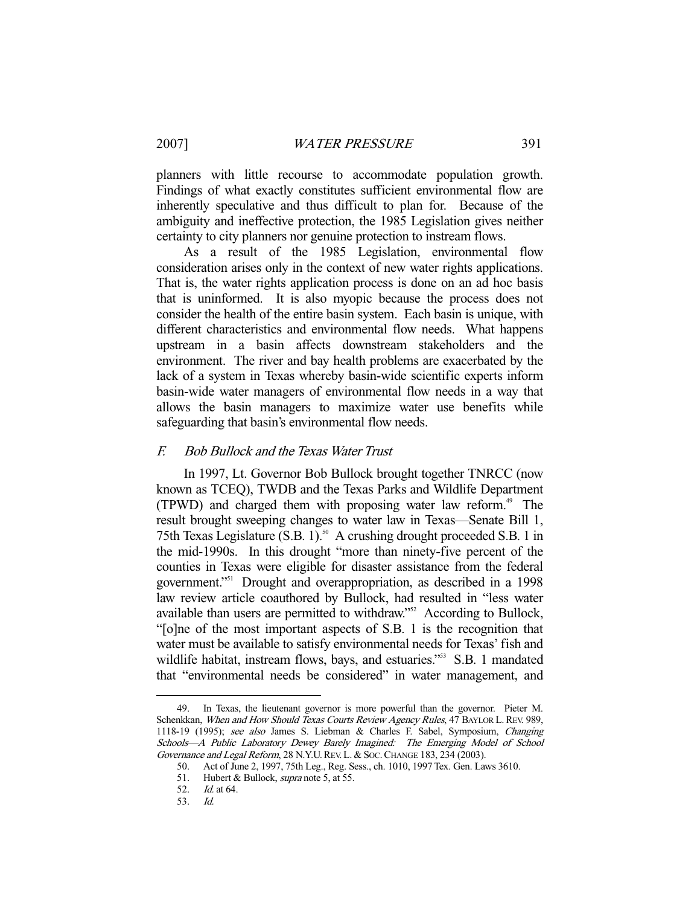planners with little recourse to accommodate population growth. Findings of what exactly constitutes sufficient environmental flow are inherently speculative and thus difficult to plan for. Because of the ambiguity and ineffective protection, the 1985 Legislation gives neither certainty to city planners nor genuine protection to instream flows.

As a result of the 1985 Legislation, environmental flow consideration arises only in the context of new water rights applications. That is, the water rights application process is done on an ad hoc basis that is uninformed. It is also myopic because the process does not consider the health of the entire basin system. Each basin is unique, with different characteristics and environmental flow needs. What happens upstream in a basin affects downstream stakeholders and the environment. The river and bay health problems are exacerbated by the lack of a system in Texas whereby basin-wide scientific experts inform basin-wide water managers of environmental flow needs in a way that allows the basin managers to maximize water use benefits while safeguarding that basin's environmental flow needs.

### *F. Bob Bullock and the Texas Water Trust*

In 1997, Lt. Governor Bob Bullock brought together TNRCC (now known as TCEQ), TWDB and the Texas Parks and Wildlife Department (TPWD) and charged them with proposing water law reform.[49] The result brought sweeping changes to water law in Texas—Senate Bill 1, 75th Texas Legislature (S.B. 1).[50] A crushing drought proceeded S.B. 1 in the mid-1990s. In this drought "more than ninety-five percent of the counties in Texas were eligible for disaster assistance from the federal government."[51] Drought and overappropriation, as described in a 1998 law review article coauthored by Bullock, had resulted in "less water available than users are permitted to withdraw."[52] According to Bullock, "[o]ne of the most important aspects of S.B. 1 is the recognition that water must be available to satisfy environmental needs for Texas' fish and wildlife habitat, instream flows, bays, and estuaries."[53] S.B. 1 mandated that "environmental needs be considered" in water management, and

---

49. In Texas, the lieutenant governor is more powerful than the governor. Pieter M. Schenkkan, *When and How Should Texas Courts Review Agency Rules*, 47 BAYLOR L. REV. 989, 1118-19 (1995); *see also* James S. Liebman & Charles F. Sabel, Symposium, *Changing Schools—A Public Laboratory Dewey Barely Imagined: The Emerging Model of School Governance and Legal Reform*, 28 N.Y.U. REV. L. & SOC. CHANGE 183, 234 (2003).

50. Act of June 2, 1997, 75th Leg., Reg. Sess., ch. 1010, 1997 Tex. Gen. Laws 3610.

51. Hubert & Bullock, *supra* note 5, at 55.

52. *Id.* at 64.

53. *Id.*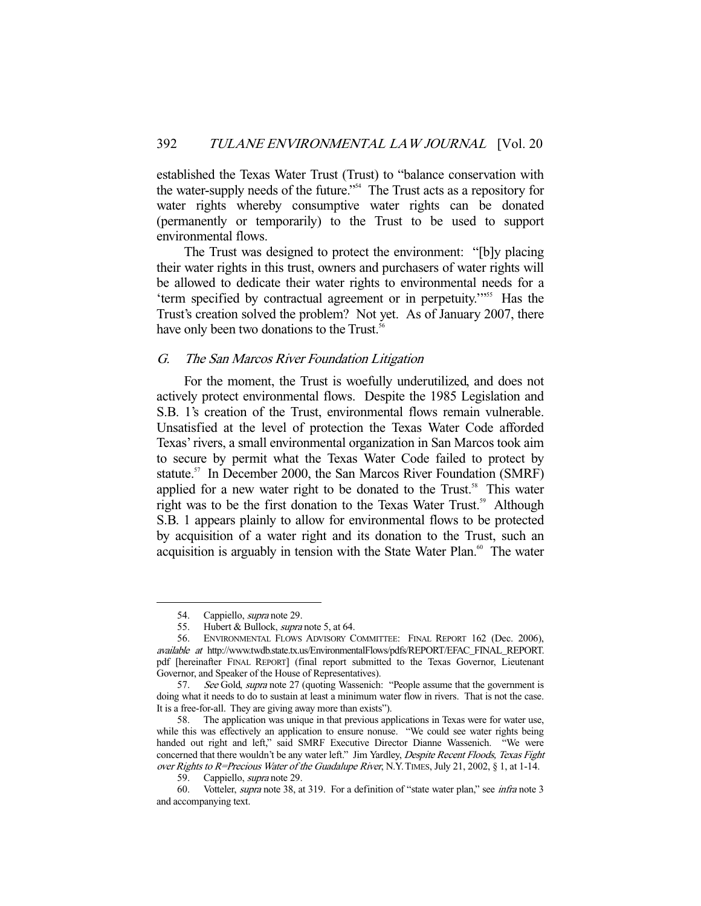established the Texas Water Trust (Trust) to "balance conservation with the water-supply needs of the future."[54] The Trust acts as a repository for water rights whereby consumptive water rights can be donated (permanently or temporarily) to the Trust to be used to support environmental flows.

The Trust was designed to protect the environment: "[b]y placing their water rights in this trust, owners and purchasers of water rights will be allowed to dedicate their water rights to environmental needs for a 'term specified by contractual agreement or in perpetuity.'"[55] Has the Trust's creation solved the problem? Not yet. As of January 2007, there have only been two donations to the Trust.[56]

### *G. The San Marcos River Foundation Litigation*

For the moment, the Trust is woefully underutilized, and does not actively protect environmental flows. Despite the 1985 Legislation and S.B. 1's creation of the Trust, environmental flows remain vulnerable. Unsatisfied at the level of protection the Texas Water Code afforded Texas' rivers, a small environmental organization in San Marcos took aim to secure by permit what the Texas Water Code failed to protect by statute.[57] In December 2000, the San Marcos River Foundation (SMRF) applied for a new water right to be donated to the Trust.[58] This water right was to be the first donation to the Texas Water Trust.[59] Although S.B. 1 appears plainly to allow for environmental flows to be protected by acquisition of a water right and its donation to the Trust, such an acquisition is arguably in tension with the State Water Plan.[60] The water

---

54. Cappiello, *supra* note 29.

55. Hubert & Bullock, *supra* note 5, at 64.

56. ENVIRONMENTAL FLOWS ADVISORY COMMITTEE: FINAL REPORT 162 (Dec. 2006), *available at* http://www.twdb.state.tx.us/EnvironmentalFlows/pdfs/REPORT/EFAC_FINAL_REPORT.pdf [hereinafter FINAL REPORT] (final report submitted to the Texas Governor, Lieutenant Governor, and Speaker of the House of Representatives).

57. *See* Gold, *supra* note 27 (quoting Wassenich: "People assume that the government is doing what it needs to do to sustain at least a minimum water flow in rivers. That is not the case. It is a free-for-all. They are giving away more than exists").

58. The application was unique in that previous applications in Texas were for water use, while this was effectively an application to ensure nonuse. "We could see water rights being handed out right and left," said SMRF Executive Director Dianne Wassenich. "We were concerned that there wouldn't be any water left." Jim Yardley, *Despite Recent Floods, Texas Fight over Rights to R=Precious Water of the Guadalupe River*, N.Y. TIMES, July 21, 2002, § 1, at 1-14.

59. Cappiello, *supra* note 29.

60. Votteler, *supra* note 38, at 319. For a definition of "state water plan," see *infra* note 3 and accompanying text.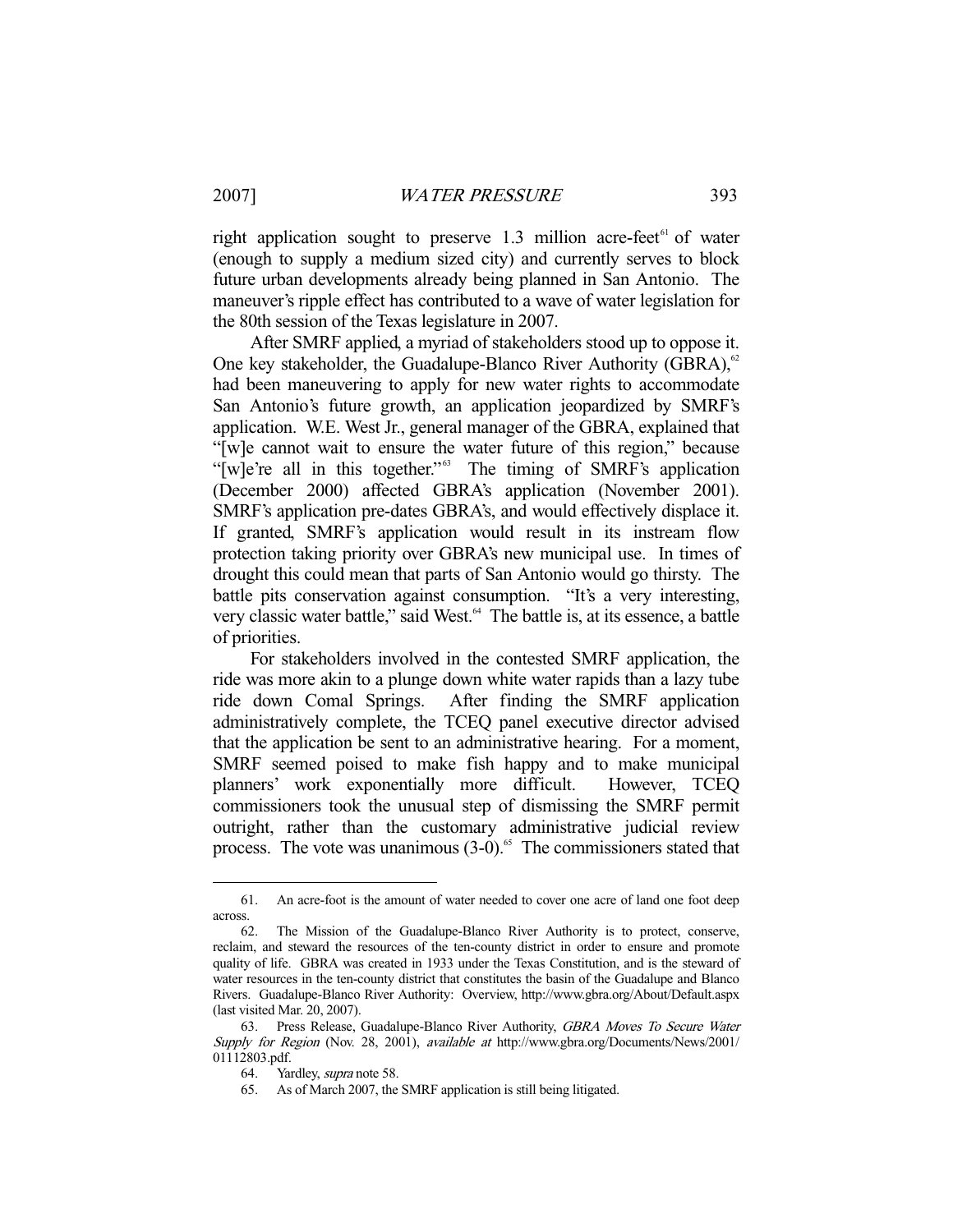right application sought to preserve 1.3 million acre-feet[61] of water (enough to supply a medium sized city) and currently serves to block future urban developments already being planned in San Antonio. The maneuver's ripple effect has contributed to a wave of water legislation for the 80th session of the Texas legislature in 2007.

After SMRF applied, a myriad of stakeholders stood up to oppose it. One key stakeholder, the Guadalupe-Blanco River Authority (GBRA),[62] had been maneuvering to apply for new water rights to accommodate San Antonio's future growth, an application jeopardized by SMRF's application. W.E. West Jr., general manager of the GBRA, explained that "[w]e cannot wait to ensure the water future of this region," because "[w]e're all in this together."[63] The timing of SMRF's application (December 2000) affected GBRA's application (November 2001). SMRF's application pre-dates GBRA's, and would effectively displace it. If granted, SMRF's application would result in its instream flow protection taking priority over GBRA's new municipal use. In times of drought this could mean that parts of San Antonio would go thirsty. The battle pits conservation against consumption. "It's a very interesting, very classic water battle," said West.[64] The battle is, at its essence, a battle of priorities.

For stakeholders involved in the contested SMRF application, the ride was more akin to a plunge down white water rapids than a lazy tube ride down Comal Springs. After finding the SMRF application administratively complete, the TCEQ panel executive director advised that the application be sent to an administrative hearing. For a moment, SMRF seemed poised to make fish happy and to make municipal planners' work exponentially more difficult. However, TCEQ commissioners took the unusual step of dismissing the SMRF permit outright, rather than the customary administrative judicial review process. The vote was unanimous (3-0).[65] The commissioners stated that

---

61. An acre-foot is the amount of water needed to cover one acre of land one foot deep across.

62. The Mission of the Guadalupe-Blanco River Authority is to protect, conserve, reclaim, and steward the resources of the ten-county district in order to ensure and promote quality of life. GBRA was created in 1933 under the Texas Constitution, and is the steward of water resources in the ten-county district that constitutes the basin of the Guadalupe and Blanco Rivers. Guadalupe-Blanco River Authority: Overview, http://www.gbra.org/About/Default.aspx (last visited Mar. 20, 2007).

63. Press Release, Guadalupe-Blanco River Authority, *GBRA Moves To Secure Water Supply for Region* (Nov. 28, 2001), *available at* http://www.gbra.org/Documents/News/2001/01112803.pdf.

64. Yardley, *supra* note 58.

65. As of March 2007, the SMRF application is still being litigated.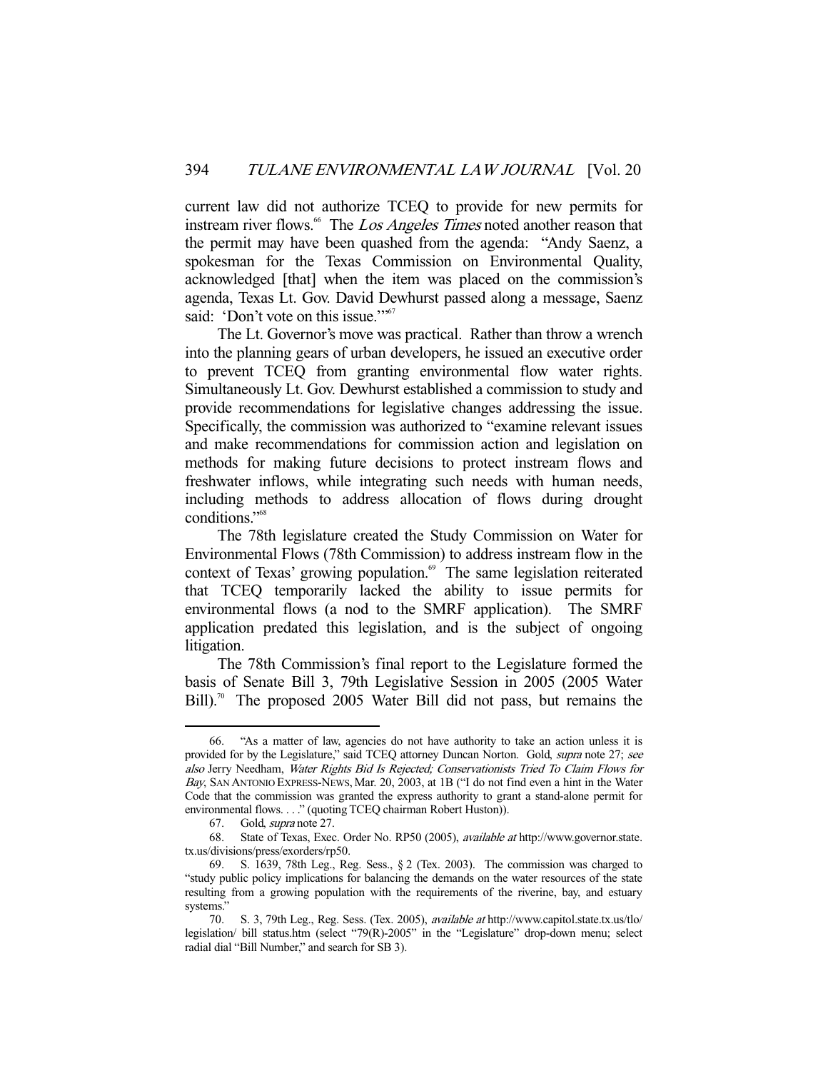current law did not authorize TCEQ to provide for new permits for instream river flows.[66] The *Los Angeles Times* noted another reason that the permit may have been quashed from the agenda: "Andy Saenz, a spokesman for the Texas Commission on Environmental Quality, acknowledged [that] when the item was placed on the commission's agenda, Texas Lt. Gov. David Dewhurst passed along a message, Saenz said: 'Don't vote on this issue.'"[67]

The Lt. Governor's move was practical. Rather than throw a wrench into the planning gears of urban developers, he issued an executive order to prevent TCEQ from granting environmental flow water rights. Simultaneously Lt. Gov. Dewhurst established a commission to study and provide recommendations for legislative changes addressing the issue. Specifically, the commission was authorized to "examine relevant issues and make recommendations for commission action and legislation on methods for making future decisions to protect instream flows and freshwater inflows, while integrating such needs with human needs, including methods to address allocation of flows during drought conditions."[68]

The 78th legislature created the Study Commission on Water for Environmental Flows (78th Commission) to address instream flow in the context of Texas' growing population.[69] The same legislation reiterated that TCEQ temporarily lacked the ability to issue permits for environmental flows (a nod to the SMRF application). The SMRF application predated this legislation, and is the subject of ongoing litigation.

The 78th Commission's final report to the Legislature formed the basis of Senate Bill 3, 79th Legislative Session in 2005 (2005 Water Bill).[70] The proposed 2005 Water Bill did not pass, but remains the

---

66. "As a matter of law, agencies do not have authority to take an action unless it is provided for by the Legislature," said TCEQ attorney Duncan Norton. Gold, *supra* note 27; *see also* Jerry Needham, *Water Rights Bid Is Rejected; Conservationists Tried To Claim Flows for Bay*, SAN ANTONIO EXPRESS-NEWS, Mar. 20, 2003, at 1B ("I do not find even a hint in the Water Code that the commission was granted the express authority to grant a stand-alone permit for environmental flows. . . ." (quoting TCEQ chairman Robert Huston)).

67. Gold, *supra* note 27.

68. State of Texas, Exec. Order No. RP50 (2005), *available at* http://www.governor.state.tx.us/divisions/press/exorders/rp50.

69. S. 1639, 78th Leg., Reg. Sess., § 2 (Tex. 2003). The commission was charged to "study public policy implications for balancing the demands on the water resources of the state resulting from a growing population with the requirements of the riverine, bay, and estuary systems."

70. S. 3, 79th Leg., Reg. Sess. (Tex. 2005), *available at* http://www.capitol.state.tx.us/tlo/legislation/ bill status.htm (select "79(R)-2005" in the "Legislature" drop-down menu; select radial dial "Bill Number," and search for SB 3).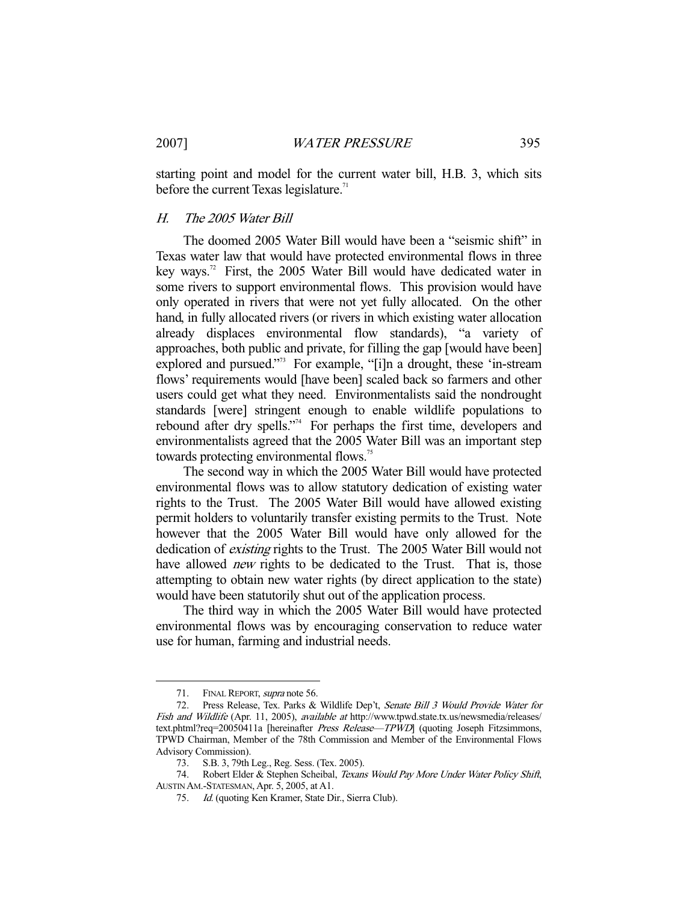starting point and model for the current water bill, H.B. 3, which sits before the current Texas legislature.[71]

### *H. The 2005 Water Bill*

The doomed 2005 Water Bill would have been a "seismic shift" in Texas water law that would have protected environmental flows in three key ways.[72] First, the 2005 Water Bill would have dedicated water in some rivers to support environmental flows. This provision would have only operated in rivers that were not yet fully allocated. On the other hand, in fully allocated rivers (or rivers in which existing water allocation already displaces environmental flow standards), "a variety of approaches, both public and private, for filling the gap [would have been] explored and pursued."[73] For example, "[i]n a drought, these 'in-stream flows' requirements would [have been] scaled back so farmers and other users could get what they need. Environmentalists said the nondrought standards [were] stringent enough to enable wildlife populations to rebound after dry spells."[74] For perhaps the first time, developers and environmentalists agreed that the 2005 Water Bill was an important step towards protecting environmental flows.[75]

The second way in which the 2005 Water Bill would have protected environmental flows was to allow statutory dedication of existing water rights to the Trust. The 2005 Water Bill would have allowed existing permit holders to voluntarily transfer existing permits to the Trust. Note however that the 2005 Water Bill would have only allowed for the dedication of *existing* rights to the Trust. The 2005 Water Bill would not have allowed *new* rights to be dedicated to the Trust. That is, those attempting to obtain new water rights (by direct application to the state) would have been statutorily shut out of the application process.

The third way in which the 2005 Water Bill would have protected environmental flows was by encouraging conservation to reduce water use for human, farming and industrial needs.

---

71. FINAL REPORT, *supra* note 56.

72. Press Release, Tex. Parks & Wildlife Dep't, *Senate Bill 3 Would Provide Water for Fish and Wildlife* (Apr. 11, 2005), *available at* http://www.tpwd.state.tx.us/newsmedia/releases/text.phtml?req=20050411a [hereinafter *Press Release—TPWD*] (quoting Joseph Fitzsimmons, TPWD Chairman, Member of the 78th Commission and Member of the Environmental Flows Advisory Commission).

73. S.B. 3, 79th Leg., Reg. Sess. (Tex. 2005).

74. Robert Elder & Stephen Scheibal, *Texans Would Pay More Under Water Policy Shift*, AUSTIN AM.-STATESMAN, Apr. 5, 2005, at A1.

75. *Id.* (quoting Ken Kramer, State Dir., Sierra Club).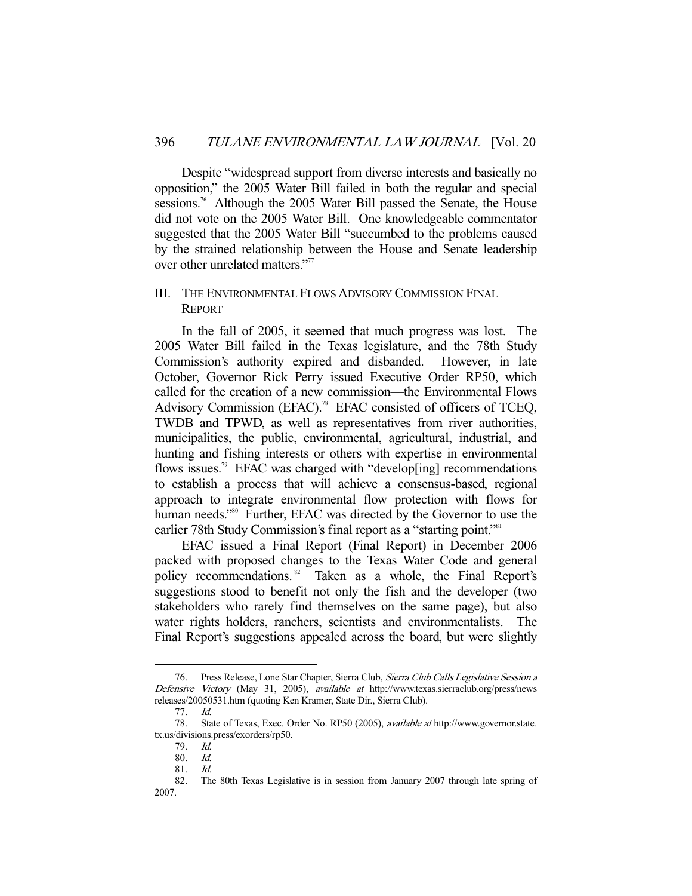Despite "widespread support from diverse interests and basically no opposition," the 2005 Water Bill failed in both the regular and special sessions.[76] Although the 2005 Water Bill passed the Senate, the House did not vote on the 2005 Water Bill. One knowledgeable commentator suggested that the 2005 Water Bill "succumbed to the problems caused by the strained relationship between the House and Senate leadership over other unrelated matters."[77]

## III. THE ENVIRONMENTAL FLOWS ADVISORY COMMISSION FINAL REPORT

In the fall of 2005, it seemed that much progress was lost. The 2005 Water Bill failed in the Texas legislature, and the 78th Study Commission's authority expired and disbanded. However, in late October, Governor Rick Perry issued Executive Order RP50, which called for the creation of a new commission—the Environmental Flows Advisory Commission (EFAC).[78] EFAC consisted of officers of TCEQ, TWDB and TPWD, as well as representatives from river authorities, municipalities, the public, environmental, agricultural, industrial, and hunting and fishing interests or others with expertise in environmental flows issues.[79] EFAC was charged with "develop[ing] recommendations to establish a process that will achieve a consensus-based, regional approach to integrate environmental flow protection with flows for human needs."[80] Further, EFAC was directed by the Governor to use the earlier 78th Study Commission's final report as a "starting point."[81]

EFAC issued a Final Report (Final Report) in December 2006 packed with proposed changes to the Texas Water Code and general policy recommendations.[82] Taken as a whole, the Final Report's suggestions stood to benefit not only the fish and the developer (two stakeholders who rarely find themselves on the same page), but also water rights holders, ranchers, scientists and environmentalists. The Final Report's suggestions appealed across the board, but were slightly

---

76. Press Release, Lone Star Chapter, Sierra Club, *Sierra Club Calls Legislative Session a Defensive Victory* (May 31, 2005), *available at* http://www.texas.sierraclub.org/press/newsreleases/20050531.htm (quoting Ken Kramer, State Dir., Sierra Club).

77. *Id.*

78. State of Texas, Exec. Order No. RP50 (2005), *available at* http://www.governor.state.tx.us/divisions.press/exorders/rp50.

79. *Id.*

80. *Id.*

81. *Id.*

82. The 80th Texas Legislative is in session from January 2007 through late spring of 2007.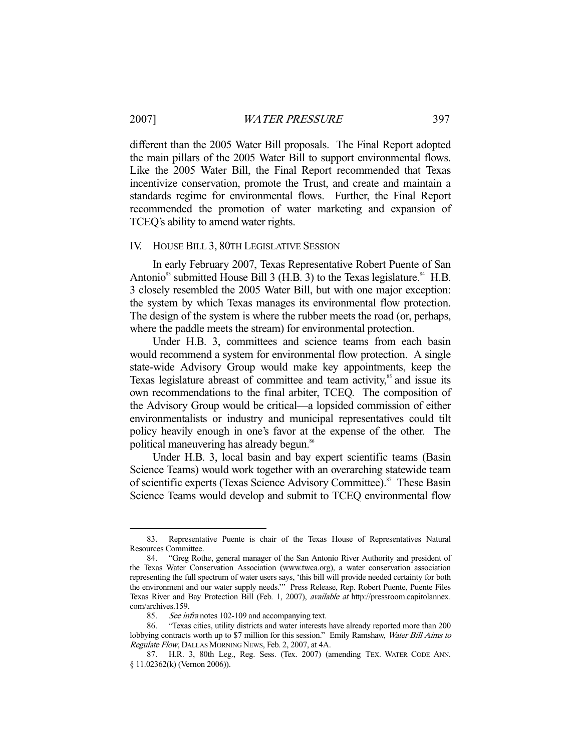different than the 2005 Water Bill proposals. The Final Report adopted the main pillars of the 2005 Water Bill to support environmental flows. Like the 2005 Water Bill, the Final Report recommended that Texas incentivize conservation, promote the Trust, and create and maintain a standards regime for environmental flows. Further, the Final Report recommended the promotion of water marketing and expansion of TCEQ's ability to amend water rights.

## IV. HOUSE BILL 3, 80TH LEGISLATIVE SESSION

In early February 2007, Texas Representative Robert Puente of San Antonio[83] submitted House Bill 3 (H.B. 3) to the Texas legislature.[84] H.B. 3 closely resembled the 2005 Water Bill, but with one major exception: the system by which Texas manages its environmental flow protection. The design of the system is where the rubber meets the road (or, perhaps, where the paddle meets the stream) for environmental protection.

Under H.B. 3, committees and science teams from each basin would recommend a system for environmental flow protection. A single state-wide Advisory Group would make key appointments, keep the Texas legislature abreast of committee and team activity,[85] and issue its own recommendations to the final arbiter, TCEQ. The composition of the Advisory Group would be critical—a lopsided commission of either environmentalists or industry and municipal representatives could tilt policy heavily enough in one's favor at the expense of the other. The political maneuvering has already begun.[86]

Under H.B. 3, local basin and bay expert scientific teams (Basin Science Teams) would work together with an overarching statewide team of scientific experts (Texas Science Advisory Committee).[87] These Basin Science Teams would develop and submit to TCEQ environmental flow

---

83. Representative Puente is chair of the Texas House of Representatives Natural Resources Committee.

84. "Greg Rothe, general manager of the San Antonio River Authority and president of the Texas Water Conservation Association (www.twca.org), a water conservation association representing the full spectrum of water users says, 'this bill will provide needed certainty for both the environment and our water supply needs.'" Press Release, Rep. Robert Puente, Puente Files Texas River and Bay Protection Bill (Feb. 1, 2007), *available at* http://pressroom.capitolannex.com/archives.159.

85. *See infra* notes 102-109 and accompanying text.

86. "Texas cities, utility districts and water interests have already reported more than 200 lobbying contracts worth up to $7 million for this session." Emily Ramshaw, *Water Bill Aims to Regulate Flow*, DALLAS MORNING NEWS, Feb. 2, 2007, at 4A.

87. H.R. 3, 80th Leg., Reg. Sess. (Tex. 2007) (amending TEX. WATER CODE ANN. § 11.02362(k) (Vernon 2006)).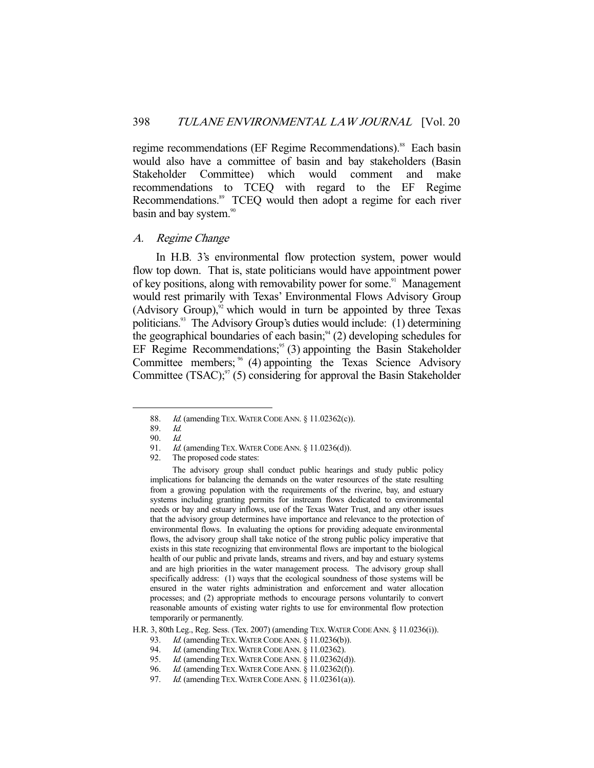regime recommendations (EF Regime Recommendations).[88] Each basin would also have a committee of basin and bay stakeholders (Basin Stakeholder Committee) which would comment and make recommendations to TCEQ with regard to the EF Regime Recommendations.[89] TCEQ would then adopt a regime for each river basin and bay system.[90]

### *A. Regime Change*

In H.B. 3's environmental flow protection system, power would flow top down. That is, state politicians would have appointment power of key positions, along with removability power for some.[91] Management would rest primarily with Texas' Environmental Flows Advisory Group (Advisory Group),[92] which would in turn be appointed by three Texas politicians.[93] The Advisory Group's duties would include: (1) determining the geographical boundaries of each basin;[94] (2) developing schedules for EF Regime Recommendations;[95] (3) appointing the Basin Stakeholder Committee members;[96] (4) appointing the Texas Science Advisory Committee (TSAC);[97] (5) considering for approval the Basin Stakeholder

---

88. *Id.* (amending TEX. WATER CODE ANN. § 11.02362(c)).

89. *Id.*

90. *Id.*

91. *Id.* (amending TEX. WATER CODE ANN. § 11.0236(d)).

92. The proposed code states:

> The advisory group shall conduct public hearings and study public policy implications for balancing the demands on the water resources of the state resulting from a growing population with the requirements of the riverine, bay, and estuary systems including granting permits for instream flows dedicated to environmental needs or bay and estuary inflows, use of the Texas Water Trust, and any other issues that the advisory group determines have importance and relevance to the protection of environmental flows. In evaluating the options for providing adequate environmental flows, the advisory group shall take notice of the strong public policy imperative that exists in this state recognizing that environmental flows are important to the biological health of our public and private lands, streams and rivers, and bay and estuary systems and are high priorities in the water management process. The advisory group shall specifically address: (1) ways that the ecological soundness of those systems will be ensured in the water rights administration and enforcement and water allocation processes; and (2) appropriate methods to encourage persons voluntarily to convert reasonable amounts of existing water rights to use for environmental flow protection temporarily or permanently.

H.R. 3, 80th Leg., Reg. Sess. (Tex. 2007) (amending TEX. WATER CODE ANN. § 11.0236(i)).

93. *Id.* (amending TEX. WATER CODE ANN. § 11.0236(b)).

94. *Id.* (amending TEX. WATER CODE ANN. § 11.02362).

95. *Id.* (amending TEX. WATER CODE ANN. § 11.02362(d)).

96. *Id.* (amending TEX. WATER CODE ANN. § 11.02362(f)).

97. *Id.* (amending TEX. WATER CODE ANN. § 11.02361(a)).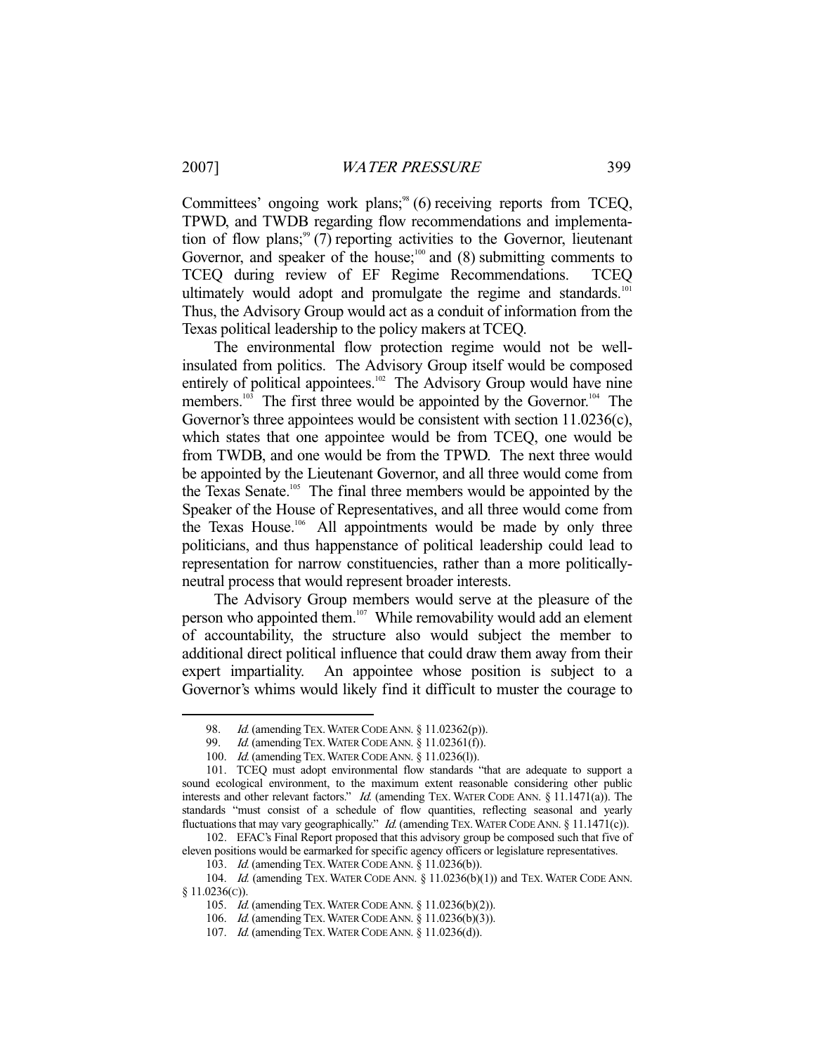Committees' ongoing work plans;[98] (6) receiving reports from TCEQ, TPWD, and TWDB regarding flow recommendations and implementation of flow plans;[99] (7) reporting activities to the Governor, lieutenant Governor, and speaker of the house;[100] and (8) submitting comments to TCEQ during review of EF Regime Recommendations. TCEQ ultimately would adopt and promulgate the regime and standards.[101] Thus, the Advisory Group would act as a conduit of information from the Texas political leadership to the policy makers at TCEQ.

The environmental flow protection regime would not be well-insulated from politics. The Advisory Group itself would be composed entirely of political appointees.[102] The Advisory Group would have nine members.[103] The first three would be appointed by the Governor.[104] The Governor's three appointees would be consistent with section 11.0236(c), which states that one appointee would be from TCEQ, one would be from TWDB, and one would be from the TPWD. The next three would be appointed by the Lieutenant Governor, and all three would come from the Texas Senate.[105] The final three members would be appointed by the Speaker of the House of Representatives, and all three would come from the Texas House.[106] All appointments would be made by only three politicians, and thus happenstance of political leadership could lead to representation for narrow constituencies, rather than a more politically-neutral process that would represent broader interests.

The Advisory Group members would serve at the pleasure of the person who appointed them.[107] While removability would add an element of accountability, the structure also would subject the member to additional direct political influence that could draw them away from their expert impartiality. An appointee whose position is subject to a Governor's whims would likely find it difficult to muster the courage to

---

98. *Id.* (amending TEX. WATER CODE ANN. § 11.02362(p)).

99. *Id.* (amending TEX. WATER CODE ANN. § 11.02361(f)).

100. *Id.* (amending TEX. WATER CODE ANN. § 11.0236(l)).

101. TCEQ must adopt environmental flow standards "that are adequate to support a sound ecological environment, to the maximum extent reasonable considering other public interests and other relevant factors." *Id.* (amending TEX. WATER CODE ANN. § 11.1471(a)). The standards "must consist of a schedule of flow quantities, reflecting seasonal and yearly fluctuations that may vary geographically." *Id.* (amending TEX. WATER CODE ANN. § 11.1471(c)).

102. EFAC's Final Report proposed that this advisory group be composed such that five of eleven positions would be earmarked for specific agency officers or legislature representatives.

103. *Id.* (amending TEX. WATER CODE ANN. § 11.0236(b)).

104. *Id.* (amending TEX. WATER CODE ANN. § 11.0236(b)(1)) and TEX. WATER CODE ANN. § 11.0236(C)).

105. *Id.* (amending TEX. WATER CODE ANN. § 11.0236(b)(2)).

106. *Id.* (amending TEX. WATER CODE ANN. § 11.0236(b)(3)).

107. *Id.* (amending TEX. WATER CODE ANN. § 11.0236(d)).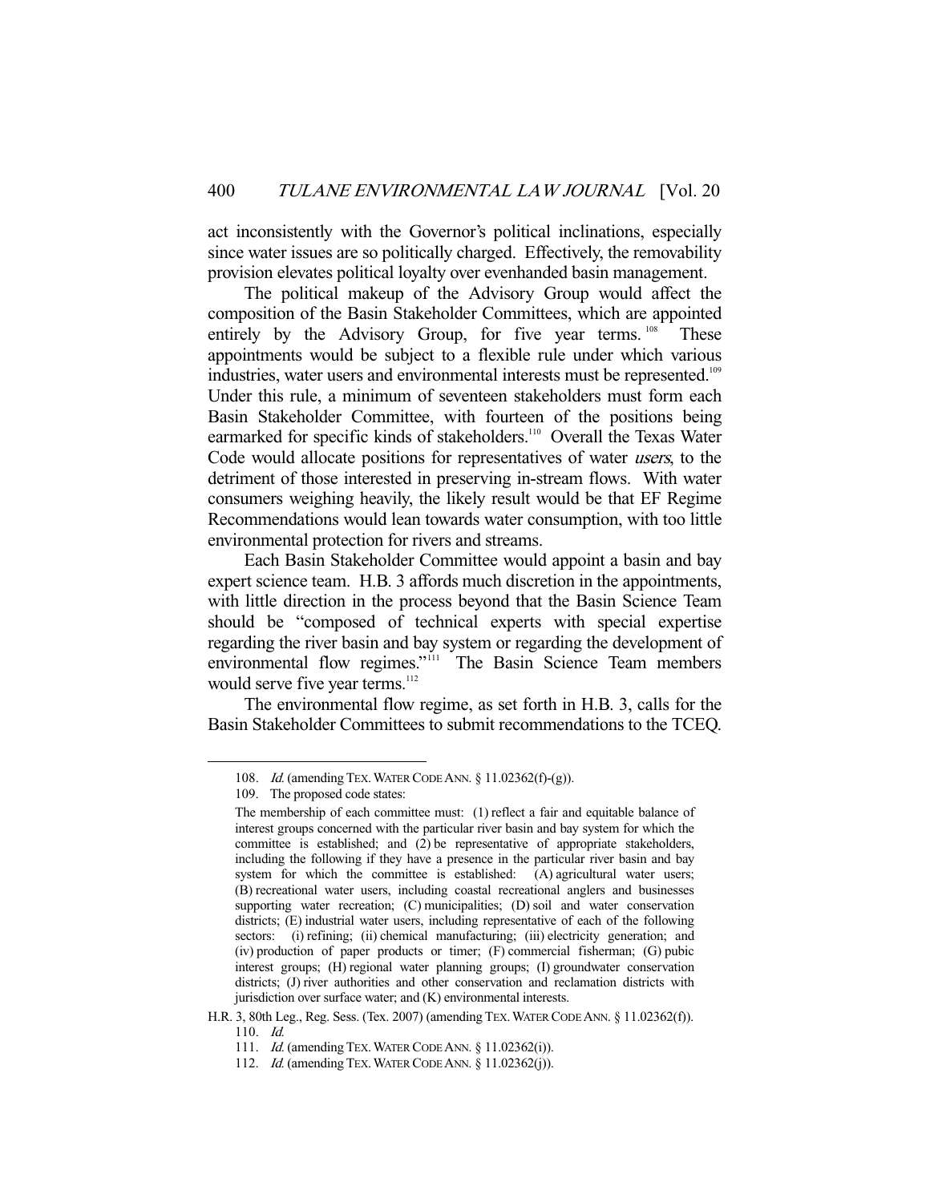act inconsistently with the Governor's political inclinations, especially since water issues are so politically charged. Effectively, the removability provision elevates political loyalty over evenhanded basin management.

The political makeup of the Advisory Group would affect the composition of the Basin Stakeholder Committees, which are appointed entirely by the Advisory Group, for five year terms.[108] These appointments would be subject to a flexible rule under which various industries, water users and environmental interests must be represented.[109] Under this rule, a minimum of seventeen stakeholders must form each Basin Stakeholder Committee, with fourteen of the positions being earmarked for specific kinds of stakeholders.[110] Overall the Texas Water Code would allocate positions for representatives of water *users*, to the detriment of those interested in preserving in-stream flows. With water consumers weighing heavily, the likely result would be that EF Regime Recommendations would lean towards water consumption, with too little environmental protection for rivers and streams.

Each Basin Stakeholder Committee would appoint a basin and bay expert science team. H.B. 3 affords much discretion in the appointments, with little direction in the process beyond that the Basin Science Team should be "composed of technical experts with special expertise regarding the river basin and bay system or regarding the development of environmental flow regimes."[111] The Basin Science Team members would serve five year terms.[112]

The environmental flow regime, as set forth in H.B. 3, calls for the Basin Stakeholder Committees to submit recommendations to the TCEQ.

---

108. *Id.* (amending TEX. WATER CODE ANN. § 11.02362(f)-(g)).

109. The proposed code states:

The membership of each committee must: (1) reflect a fair and equitable balance of interest groups concerned with the particular river basin and bay system for which the committee is established; and (2) be representative of appropriate stakeholders, including the following if they have a presence in the particular river basin and bay system for which the committee is established: (A) agricultural water users; (B) recreational water users, including coastal recreational anglers and businesses supporting water recreation; (C) municipalities; (D) soil and water conservation districts; (E) industrial water users, including representative of each of the following sectors: (i) refining; (ii) chemical manufacturing; (iii) electricity generation; and (iv) production of paper products or timer; (F) commercial fisherman; (G) pubic interest groups; (H) regional water planning groups; (I) groundwater conservation districts; (J) river authorities and other conservation and reclamation districts with jurisdiction over surface water; and (K) environmental interests.

H.R. 3, 80th Leg., Reg. Sess. (Tex. 2007) (amending TEX. WATER CODE ANN. § 11.02362(f)).

110. *Id.*

111. *Id.* (amending TEX. WATER CODE ANN. § 11.02362(i)).

112. *Id.* (amending TEX. WATER CODE ANN. § 11.02362(j)).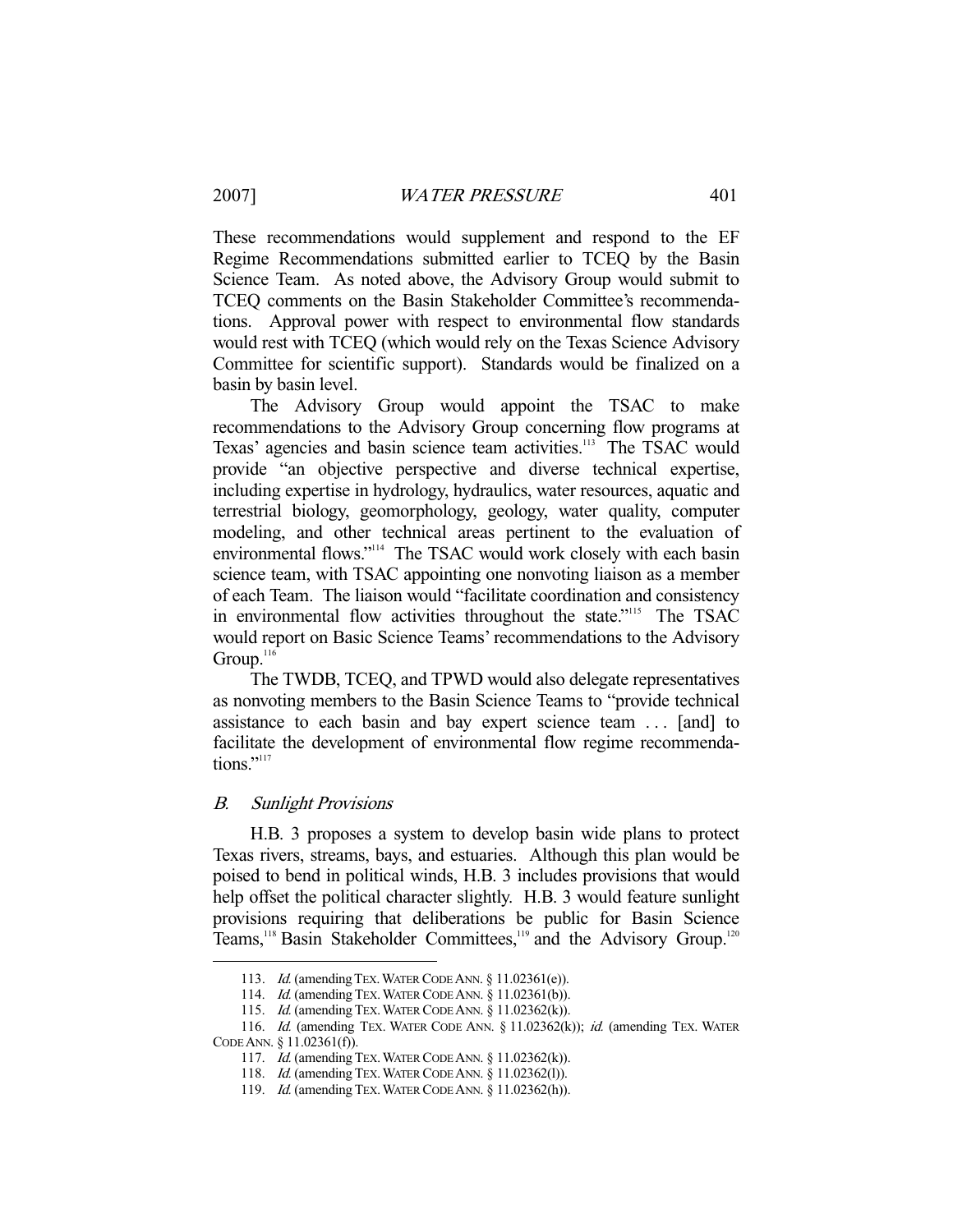These recommendations would supplement and respond to the EF Regime Recommendations submitted earlier to TCEQ by the Basin Science Team. As noted above, the Advisory Group would submit to TCEQ comments on the Basin Stakeholder Committee's recommendations. Approval power with respect to environmental flow standards would rest with TCEQ (which would rely on the Texas Science Advisory Committee for scientific support). Standards would be finalized on a basin by basin level.

The Advisory Group would appoint the TSAC to make recommendations to the Advisory Group concerning flow programs at Texas' agencies and basin science team activities.[113] The TSAC would provide "an objective perspective and diverse technical expertise, including expertise in hydrology, hydraulics, water resources, aquatic and terrestrial biology, geomorphology, geology, water quality, computer modeling, and other technical areas pertinent to the evaluation of environmental flows."[114] The TSAC would work closely with each basin science team, with TSAC appointing one nonvoting liaison as a member of each Team. The liaison would "facilitate coordination and consistency in environmental flow activities throughout the state."[115] The TSAC would report on Basic Science Teams' recommendations to the Advisory Group.[116]

The TWDB, TCEQ, and TPWD would also delegate representatives as nonvoting members to the Basin Science Teams to "provide technical assistance to each basin and bay expert science team . . . [and] to facilitate the development of environmental flow regime recommendations."[117]

### *B. Sunlight Provisions*

H.B. 3 proposes a system to develop basin wide plans to protect Texas rivers, streams, bays, and estuaries. Although this plan would be poised to bend in political winds, H.B. 3 includes provisions that would help offset the political character slightly. H.B. 3 would feature sunlight provisions requiring that deliberations be public for Basin Science Teams,[118] Basin Stakeholder Committees,[119] and the Advisory Group.[120]

---

113. *Id.* (amending TEX. WATER CODE ANN. § 11.02361(e)).

114. *Id.* (amending TEX. WATER CODE ANN. § 11.02361(b)).

115. *Id.* (amending TEX. WATER CODE ANN. § 11.02362(k)).

116. *Id.* (amending TEX. WATER CODE ANN. § 11.02362(k)); *id.* (amending TEX. WATER CODE ANN. § 11.02361(f)).

117. *Id.* (amending TEX. WATER CODE ANN. § 11.02362(k)).

118. *Id.* (amending TEX. WATER CODE ANN. § 11.02362(l)).

119. *Id.* (amending TEX. WATER CODE ANN. § 11.02362(h)).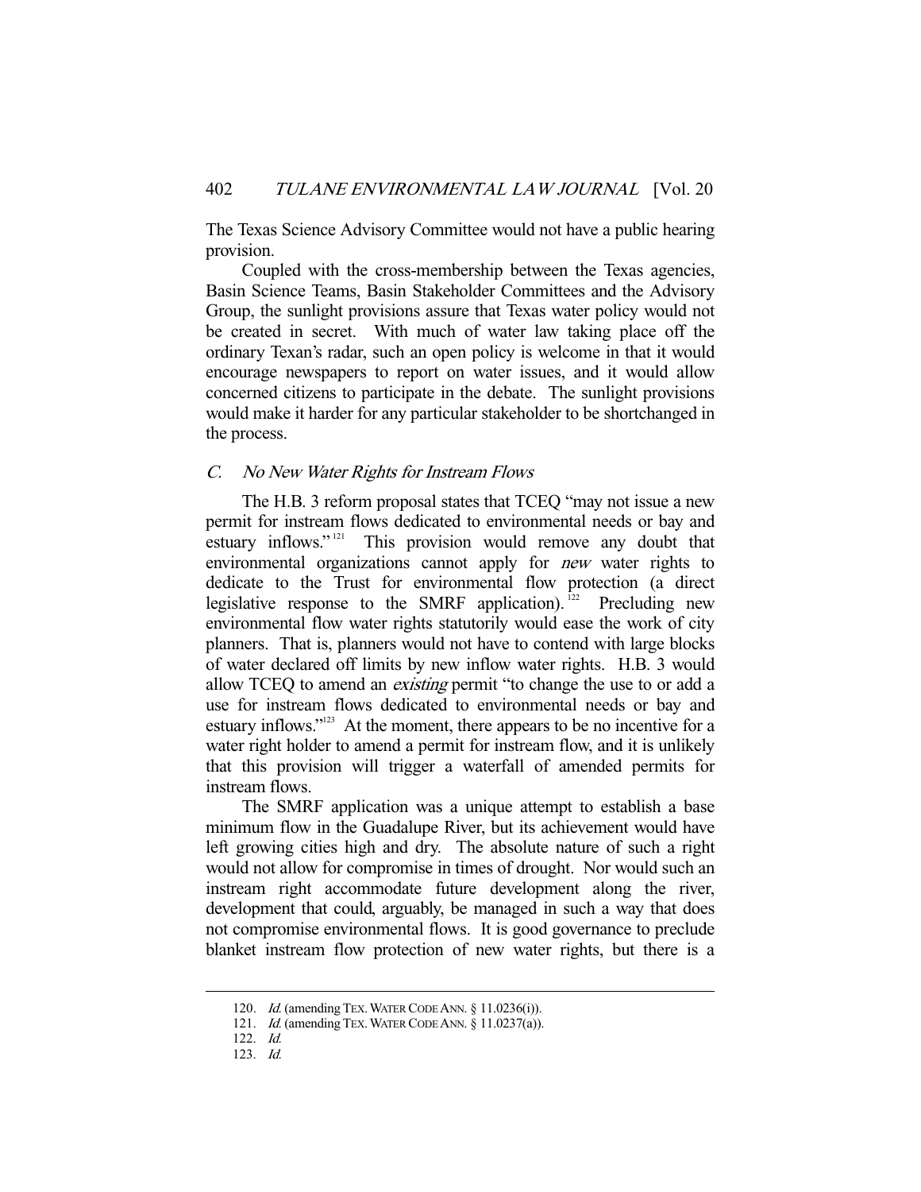The Texas Science Advisory Committee would not have a public hearing provision.

Coupled with the cross-membership between the Texas agencies, Basin Science Teams, Basin Stakeholder Committees and the Advisory Group, the sunlight provisions assure that Texas water policy would not be created in secret. With much of water law taking place off the ordinary Texan's radar, such an open policy is welcome in that it would encourage newspapers to report on water issues, and it would allow concerned citizens to participate in the debate. The sunlight provisions would make it harder for any particular stakeholder to be shortchanged in the process.

### *C. No New Water Rights for Instream Flows*

The H.B. 3 reform proposal states that TCEQ "may not issue a new permit for instream flows dedicated to environmental needs or bay and estuary inflows."[121] This provision would remove any doubt that environmental organizations cannot apply for *new* water rights to dedicate to the Trust for environmental flow protection (a direct legislative response to the SMRF application).[122] Precluding new environmental flow water rights statutorily would ease the work of city planners. That is, planners would not have to contend with large blocks of water declared off limits by new inflow water rights. H.B. 3 would allow TCEQ to amend an *existing* permit "to change the use to or add a use for instream flows dedicated to environmental needs or bay and estuary inflows."[123] At the moment, there appears to be no incentive for a water right holder to amend a permit for instream flow, and it is unlikely that this provision will trigger a waterfall of amended permits for instream flows.

The SMRF application was a unique attempt to establish a base minimum flow in the Guadalupe River, but its achievement would have left growing cities high and dry. The absolute nature of such a right would not allow for compromise in times of drought. Nor would such an instream right accommodate future development along the river, development that could, arguably, be managed in such a way that does not compromise environmental flows. It is good governance to preclude blanket instream flow protection of new water rights, but there is a

---

120. *Id.* (amending TEX. WATER CODE ANN. § 11.0236(i)).

121. *Id.* (amending TEX. WATER CODE ANN. § 11.0237(a)).

122. *Id.*

123. *Id.*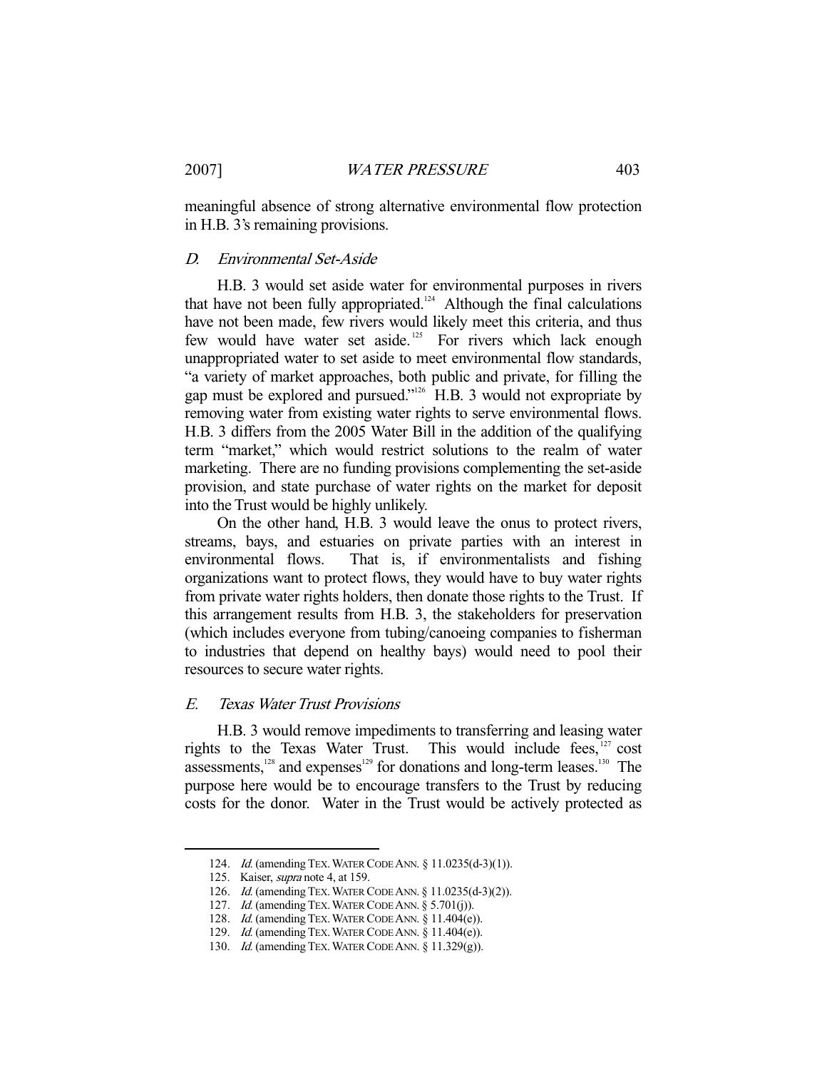meaningful absence of strong alternative environmental flow protection in H.B. 3's remaining provisions.

### *D. Environmental Set-Aside*

H.B. 3 would set aside water for environmental purposes in rivers that have not been fully appropriated.[124] Although the final calculations have not been made, few rivers would likely meet this criteria, and thus few would have water set aside.[125] For rivers which lack enough unappropriated water to set aside to meet environmental flow standards, "a variety of market approaches, both public and private, for filling the gap must be explored and pursued."[126] H.B. 3 would not expropriate by removing water from existing water rights to serve environmental flows. H.B. 3 differs from the 2005 Water Bill in the addition of the qualifying term "market," which would restrict solutions to the realm of water marketing. There are no funding provisions complementing the set-aside provision, and state purchase of water rights on the market for deposit into the Trust would be highly unlikely.

On the other hand, H.B. 3 would leave the onus to protect rivers, streams, bays, and estuaries on private parties with an interest in environmental flows. That is, if environmentalists and fishing organizations want to protect flows, they would have to buy water rights from private water rights holders, then donate those rights to the Trust. If this arrangement results from H.B. 3, the stakeholders for preservation (which includes everyone from tubing/canoeing companies to fisherman to industries that depend on healthy bays) would need to pool their resources to secure water rights.

### *E. Texas Water Trust Provisions*

H.B. 3 would remove impediments to transferring and leasing water rights to the Texas Water Trust. This would include fees,[127] cost assessments,[128] and expenses[129] for donations and long-term leases.[130] The purpose here would be to encourage transfers to the Trust by reducing costs for the donor. Water in the Trust would be actively protected as

---

124. *Id.* (amending TEX. WATER CODE ANN. § 11.0235(d-3)(1)).

125. Kaiser, *supra* note 4, at 159.

126. *Id.* (amending TEX. WATER CODE ANN. § 11.0235(d-3)(2)).

127. *Id.* (amending TEX. WATER CODE ANN. § 5.701(j)).

128. *Id.* (amending TEX. WATER CODE ANN. § 11.404(e)).

129. *Id.* (amending TEX. WATER CODE ANN. § 11.404(e)).

130. *Id.* (amending TEX. WATER CODE ANN. § 11.329(g)).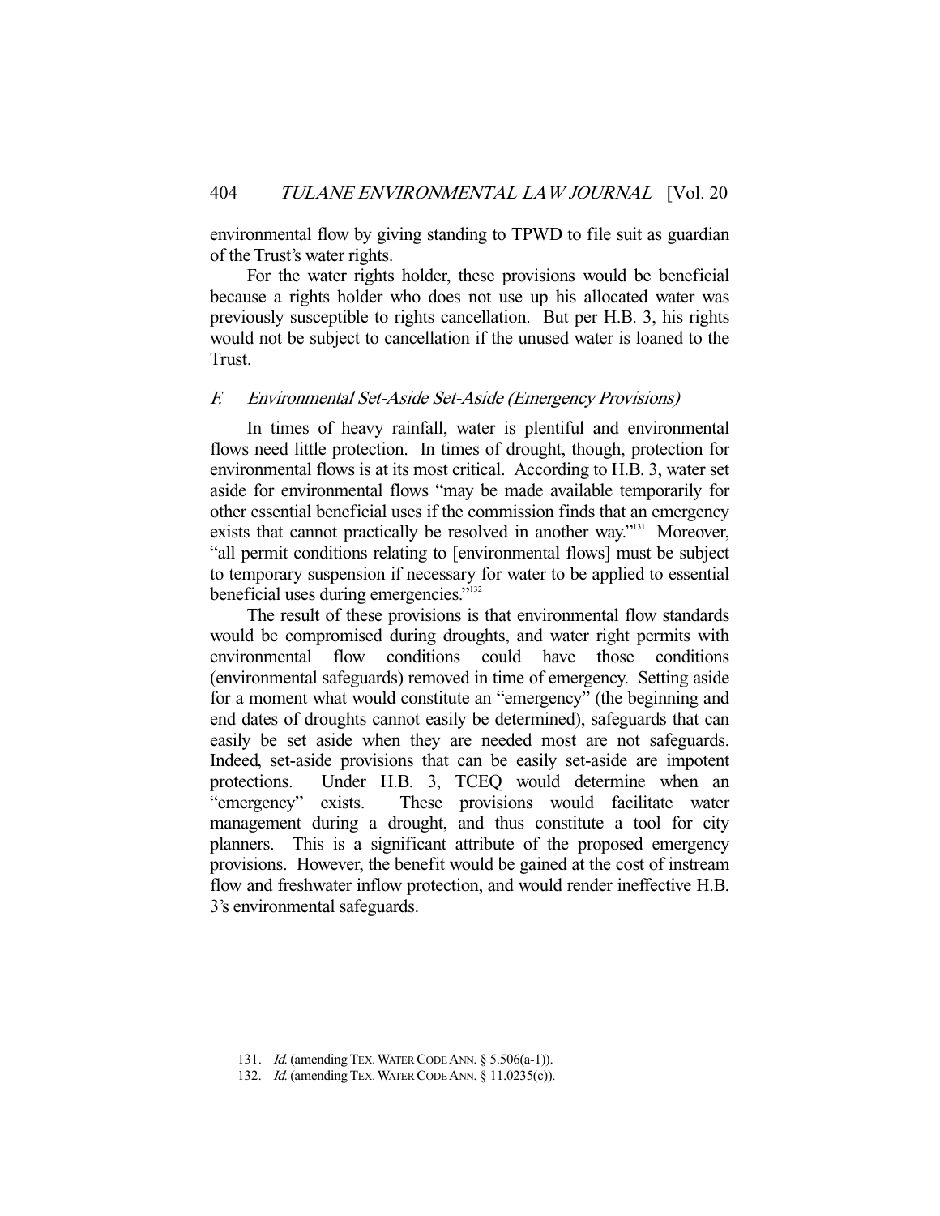environmental flow by giving standing to TPWD to file suit as guardian of the Trust's water rights.

For the water rights holder, these provisions would be beneficial because a rights holder who does not use up his allocated water was previously susceptible to rights cancellation. But per H.B. 3, his rights would not be subject to cancellation if the unused water is loaned to the Trust.

### *F. Environmental Set-Aside Set-Aside (Emergency Provisions)*

In times of heavy rainfall, water is plentiful and environmental flows need little protection. In times of drought, though, protection for environmental flows is at its most critical. According to H.B. 3, water set aside for environmental flows "may be made available temporarily for other essential beneficial uses if the commission finds that an emergency exists that cannot practically be resolved in another way."[131] Moreover, "all permit conditions relating to [environmental flows] must be subject to temporary suspension if necessary for water to be applied to essential beneficial uses during emergencies."[132]

The result of these provisions is that environmental flow standards would be compromised during droughts, and water right permits with environmental flow conditions could have those conditions (environmental safeguards) removed in time of emergency. Setting aside for a moment what would constitute an "emergency" (the beginning and end dates of droughts cannot easily be determined), safeguards that can easily be set aside when they are needed most are not safeguards. Indeed, set-aside provisions that can be easily set-aside are impotent protections. Under H.B. 3, TCEQ would determine when an "emergency" exists. These provisions would facilitate water management during a drought, and thus constitute a tool for city planners. This is a significant attribute of the proposed emergency provisions. However, the benefit would be gained at the cost of instream flow and freshwater inflow protection, and would render ineffective H.B. 3's environmental safeguards.

---

131. *Id.* (amending TEX. WATER CODE ANN. § 5.506(a-1)).

132. *Id.* (amending TEX. WATER CODE ANN. § 11.0235(c)).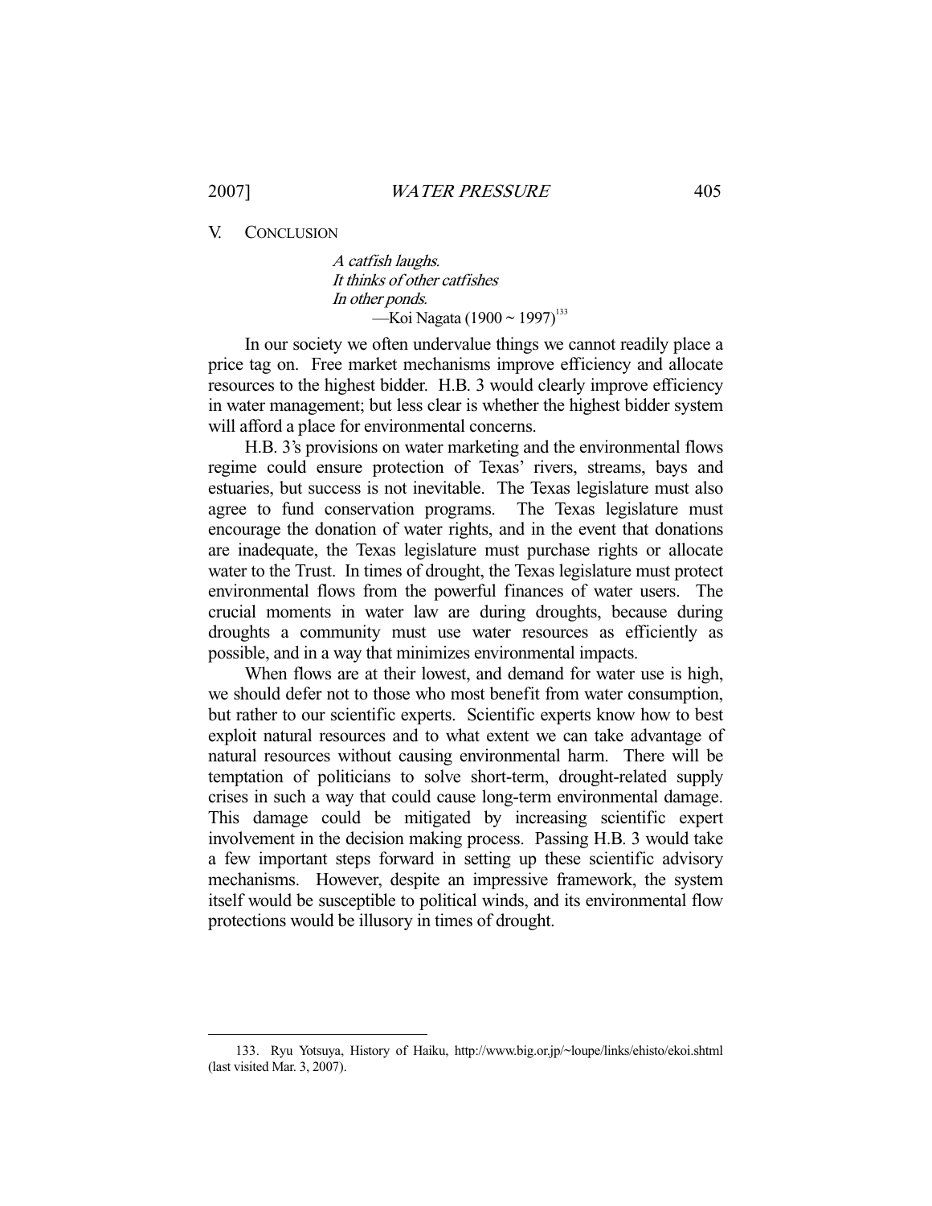## V. CONCLUSION

> *A catfish laughs.*
> *It thinks of other catfishes*
> *In other ponds.*
> —Koi Nagata (1900 ~ 1997)[133]

In our society we often undervalue things we cannot readily place a price tag on. Free market mechanisms improve efficiency and allocate resources to the highest bidder. H.B. 3 would clearly improve efficiency in water management; but less clear is whether the highest bidder system will afford a place for environmental concerns.

H.B. 3's provisions on water marketing and the environmental flows regime could ensure protection of Texas' rivers, streams, bays and estuaries, but success is not inevitable. The Texas legislature must also agree to fund conservation programs. The Texas legislature must encourage the donation of water rights, and in the event that donations are inadequate, the Texas legislature must purchase rights or allocate water to the Trust. In times of drought, the Texas legislature must protect environmental flows from the powerful finances of water users. The crucial moments in water law are during droughts, because during droughts a community must use water resources as efficiently as possible, and in a way that minimizes environmental impacts.

When flows are at their lowest, and demand for water use is high, we should defer not to those who most benefit from water consumption, but rather to our scientific experts. Scientific experts know how to best exploit natural resources and to what extent we can take advantage of natural resources without causing environmental harm. There will be temptation of politicians to solve short-term, drought-related supply crises in such a way that could cause long-term environmental damage. This damage could be mitigated by increasing scientific expert involvement in the decision making process. Passing H.B. 3 would take a few important steps forward in setting up these scientific advisory mechanisms. However, despite an impressive framework, the system itself would be susceptible to political winds, and its environmental flow protections would be illusory in times of drought.

---

133. Ryu Yotsuya, History of Haiku, http://www.big.or.jp/~loupe/links/ehisto/ekoi.shtml (last visited Mar. 3, 2007).